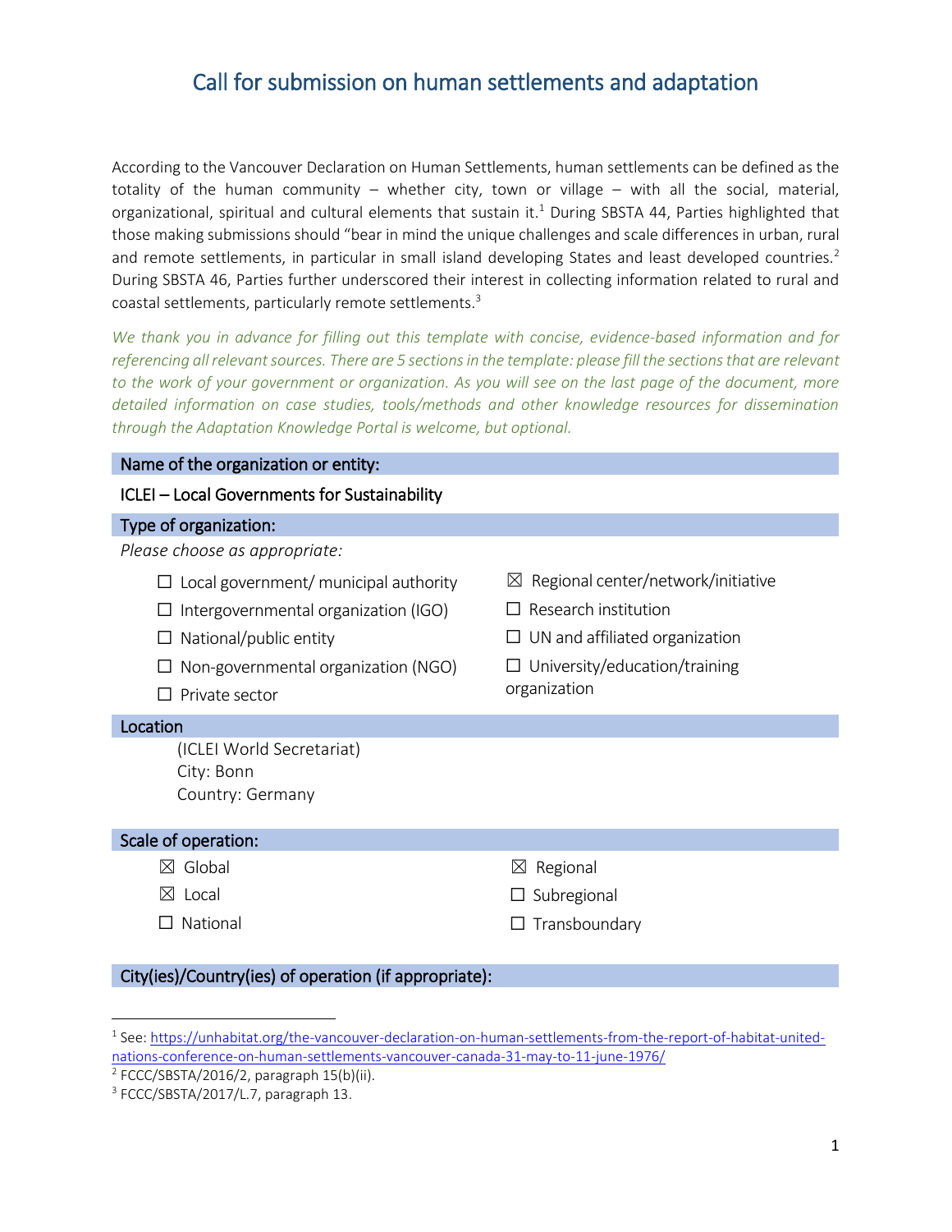# Call for submission on human settlements and adaptation

According to the Vancouver Declaration on Human Settlements, human settlements can be defined as the totality of the human community – whether city, town or village – with all the social, material, organizational, spiritual and cultural elements that sustain it.[1] During SBSTA 44, Parties highlighted that those making submissions should "bear in mind the unique challenges and scale differences in urban, rural and remote settlements, in particular in small island developing States and least developed countries.[2] During SBSTA 46, Parties further underscored their interest in collecting information related to rural and coastal settlements, particularly remote settlements.[3]

*We thank you in advance for filling out this template with concise, evidence-based information and for referencing all relevant sources. There are 5 sections in the template: please fill the sections that are relevant to the work of your government or organization. As you will see on the last page of the document, more detailed information on case studies, tools/methods and other knowledge resources for dissemination through the Adaptation Knowledge Portal is welcome, but optional.*

## Name of the organization or entity:

ICLEI – Local Governments for Sustainability

## Type of organization:

*Please choose as appropriate:*

- ☐ Local government/ municipal authority
- ☐ Intergovernmental organization (IGO)
- ☐ National/public entity
- ☐ Non-governmental organization (NGO)
- ☐ Private sector
- ☒ Regional center/network/initiative
- ☐ Research institution
- ☐ UN and affiliated organization
- ☐ University/education/training organization

## Location

(ICLEI World Secretariat)
City: Bonn
Country: Germany

## Scale of operation:

- ☒ Global
- ☒ Local
- ☐ National
- ☒ Regional
- ☐ Subregional
- ☐ Transboundary

## City(ies)/Country(ies) of operation (if appropriate):

---

[1] See: https://unhabitat.org/the-vancouver-declaration-on-human-settlements-from-the-report-of-habitat-united-nations-conference-on-human-settlements-vancouver-canada-31-may-to-11-june-1976/

[2] FCCC/SBSTA/2016/2, paragraph 15(b)(ii).

[3] FCCC/SBSTA/2017/L.7, paragraph 13.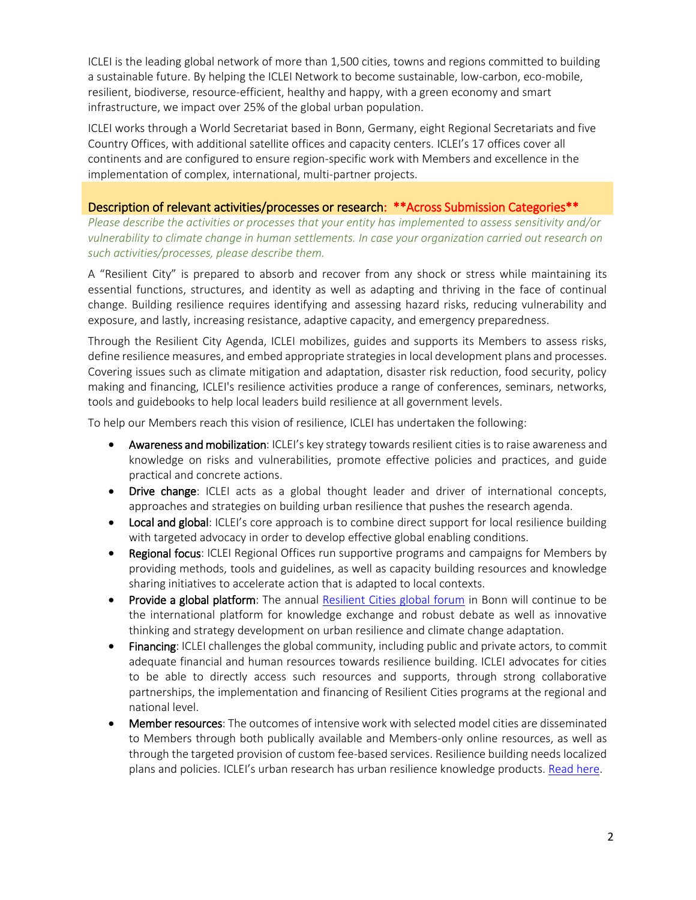ICLEI is the leading global network of more than 1,500 cities, towns and regions committed to building a sustainable future. By helping the ICLEI Network to become sustainable, low-carbon, eco-mobile, resilient, biodiverse, resource-efficient, healthy and happy, with a green economy and smart infrastructure, we impact over 25% of the global urban population.

ICLEI works through a World Secretariat based in Bonn, Germany, eight Regional Secretariats and five Country Offices, with additional satellite offices and capacity centers. ICLEI's 17 offices cover all continents and are configured to ensure region-specific work with Members and excellence in the implementation of complex, international, multi-partner projects.

## Description of relevant activities/processes or research: **Across Submission Categories**

*Please describe the activities or processes that your entity has implemented to assess sensitivity and/or vulnerability to climate change in human settlements. In case your organization carried out research on such activities/processes, please describe them.*

A "Resilient City" is prepared to absorb and recover from any shock or stress while maintaining its essential functions, structures, and identity as well as adapting and thriving in the face of continual change. Building resilience requires identifying and assessing hazard risks, reducing vulnerability and exposure, and lastly, increasing resistance, adaptive capacity, and emergency preparedness.

Through the Resilient City Agenda, ICLEI mobilizes, guides and supports its Members to assess risks, define resilience measures, and embed appropriate strategies in local development plans and processes. Covering issues such as climate mitigation and adaptation, disaster risk reduction, food security, policy making and financing, ICLEI's resilience activities produce a range of conferences, seminars, networks, tools and guidebooks to help local leaders build resilience at all government levels.

To help our Members reach this vision of resilience, ICLEI has undertaken the following:

- **Awareness and mobilization**: ICLEI's key strategy towards resilient cities is to raise awareness and knowledge on risks and vulnerabilities, promote effective policies and practices, and guide practical and concrete actions.
- **Drive change**: ICLEI acts as a global thought leader and driver of international concepts, approaches and strategies on building urban resilience that pushes the research agenda.
- **Local and global**: ICLEI's core approach is to combine direct support for local resilience building with targeted advocacy in order to develop effective global enabling conditions.
- **Regional focus**: ICLEI Regional Offices run supportive programs and campaigns for Members by providing methods, tools and guidelines, as well as capacity building resources and knowledge sharing initiatives to accelerate action that is adapted to local contexts.
- **Provide a global platform**: The annual Resilient Cities global forum in Bonn will continue to be the international platform for knowledge exchange and robust debate as well as innovative thinking and strategy development on urban resilience and climate change adaptation.
- **Financing**: ICLEI challenges the global community, including public and private actors, to commit adequate financial and human resources towards resilience building. ICLEI advocates for cities to be able to directly access such resources and supports, through strong collaborative partnerships, the implementation and financing of Resilient Cities programs at the regional and national level.
- **Member resources**: The outcomes of intensive work with selected model cities are disseminated to Members through both publically available and Members-only online resources, as well as through the targeted provision of custom fee-based services. Resilience building needs localized plans and policies. ICLEI's urban research has urban resilience knowledge products. Read here.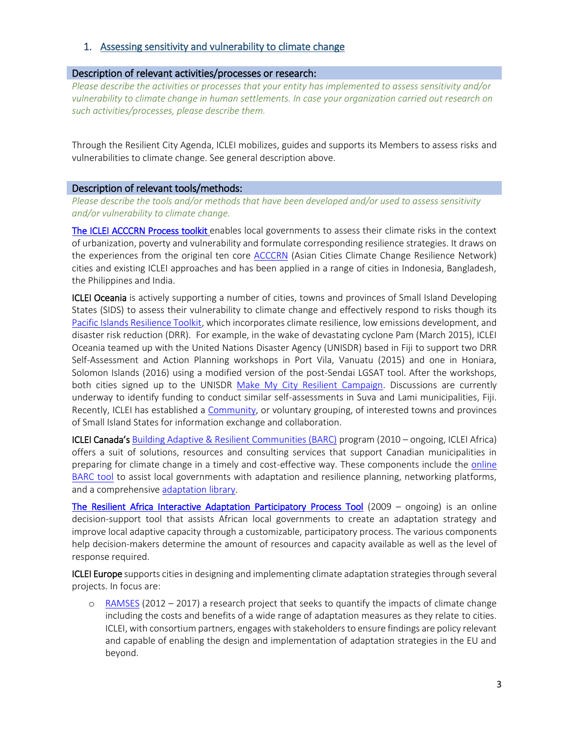## 1. Assessing sensitivity and vulnerability to climate change

### Description of relevant activities/processes or research:

*Please describe the activities or processes that your entity has implemented to assess sensitivity and/or vulnerability to climate change in human settlements. In case your organization carried out research on such activities/processes, please describe them.*

Through the Resilient City Agenda, ICLEI mobilizes, guides and supports its Members to assess risks and vulnerabilities to climate change. See general description above.

### Description of relevant tools/methods:

*Please describe the tools and/or methods that have been developed and/or used to assess sensitivity and/or vulnerability to climate change.*

**The ICLEI ACCCRN Process toolkit** enables local governments to assess their climate risks in the context of urbanization, poverty and vulnerability and formulate corresponding resilience strategies. It draws on the experiences from the original ten core ACCCRN (Asian Cities Climate Change Resilience Network) cities and existing ICLEI approaches and has been applied in a range of cities in Indonesia, Bangladesh, the Philippines and India.

**ICLEI Oceania** is actively supporting a number of cities, towns and provinces of Small Island Developing States (SIDS) to assess their vulnerability to climate change and effectively respond to risks though its Pacific Islands Resilience Toolkit, which incorporates climate resilience, low emissions development, and disaster risk reduction (DRR). For example, in the wake of devastating cyclone Pam (March 2015), ICLEI Oceania teamed up with the United Nations Disaster Agency (UNISDR) based in Fiji to support two DRR Self-Assessment and Action Planning workshops in Port Vila, Vanuatu (2015) and one in Honiara, Solomon Islands (2016) using a modified version of the post-Sendai LGSAT tool. After the workshops, both cities signed up to the UNISDR Make My City Resilient Campaign. Discussions are currently underway to identify funding to conduct similar self-assessments in Suva and Lami municipalities, Fiji. Recently, ICLEI has established a Community, or voluntary grouping, of interested towns and provinces of Small Island States for information exchange and collaboration.

**ICLEI Canada's** Building Adaptive & Resilient Communities (BARC) program (2010 – ongoing, ICLEI Africa) offers a suit of solutions, resources and consulting services that support Canadian municipalities in preparing for climate change in a timely and cost-effective way. These components include the online BARC tool to assist local governments with adaptation and resilience planning, networking platforms, and a comprehensive adaptation library.

**The Resilient Africa Interactive Adaptation Participatory Process Tool** (2009 – ongoing) is an online decision-support tool that assists African local governments to create an adaptation strategy and improve local adaptive capacity through a customizable, participatory process. The various components help decision-makers determine the amount of resources and capacity available as well as the level of response required.

**ICLEI Europe** supports cities in designing and implementing climate adaptation strategies through several projects. In focus are:

- RAMSES (2012 – 2017) a research project that seeks to quantify the impacts of climate change including the costs and benefits of a wide range of adaptation measures as they relate to cities. ICLEI, with consortium partners, engages with stakeholders to ensure findings are policy relevant and capable of enabling the design and implementation of adaptation strategies in the EU and beyond.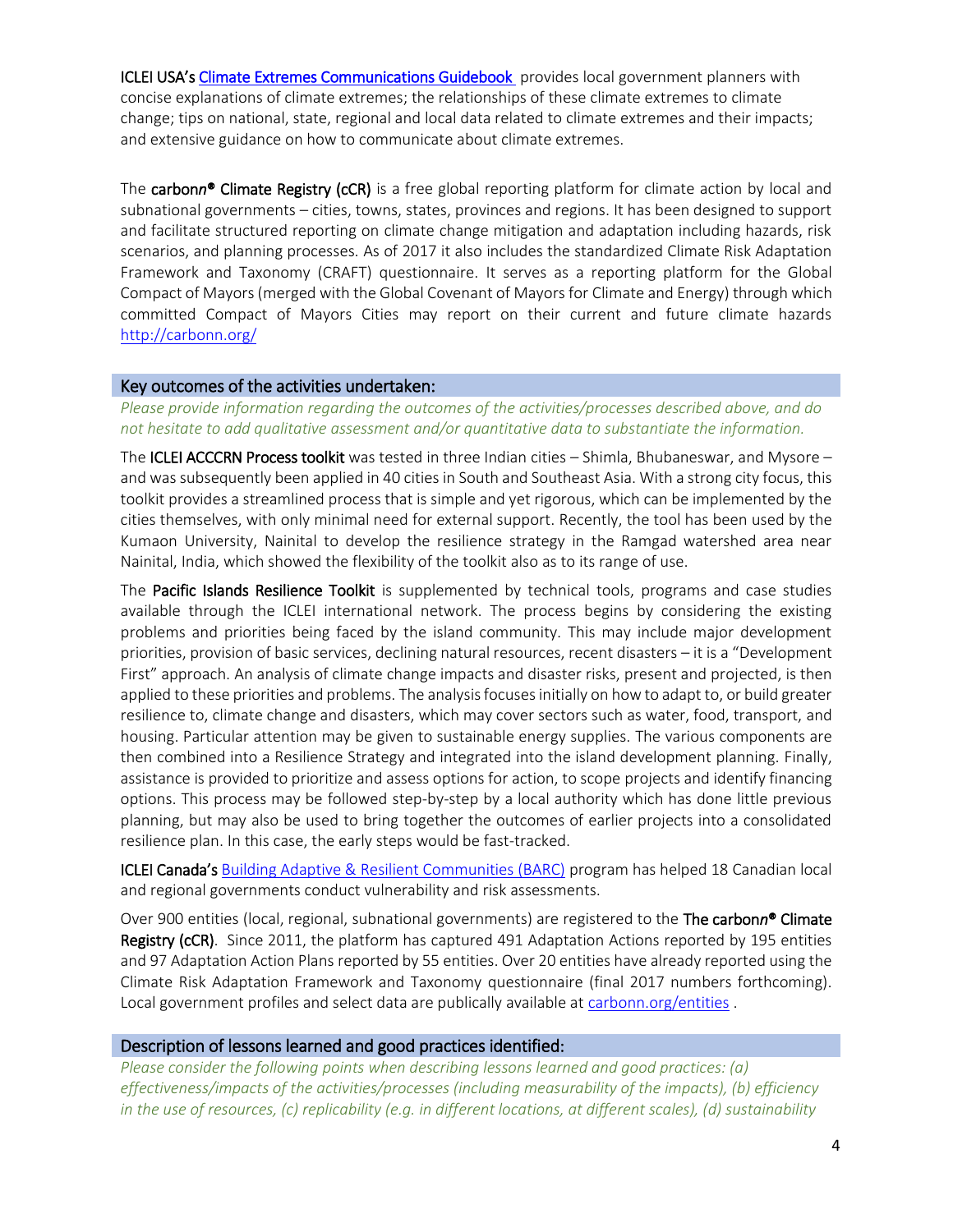**ICLEI USA's** [Climate Extremes Communications Guidebook](#) provides local government planners with concise explanations of climate extremes; the relationships of these climate extremes to climate change; tips on national, state, regional and local data related to climate extremes and their impacts; and extensive guidance on how to communicate about climate extremes.

The **carbon*n*® Climate Registry (cCR)** is a free global reporting platform for climate action by local and subnational governments – cities, towns, states, provinces and regions. It has been designed to support and facilitate structured reporting on climate change mitigation and adaptation including hazards, risk scenarios, and planning processes. As of 2017 it also includes the standardized Climate Risk Adaptation Framework and Taxonomy (CRAFT) questionnaire. It serves as a reporting platform for the Global Compact of Mayors (merged with the Global Covenant of Mayors for Climate and Energy) through which committed Compact of Mayors Cities may report on their current and future climate hazards http://carbonn.org/

## Key outcomes of the activities undertaken:

*Please provide information regarding the outcomes of the activities/processes described above, and do not hesitate to add qualitative assessment and/or quantitative data to substantiate the information.*

The **ICLEI ACCCRN Process toolkit** was tested in three Indian cities – Shimla, Bhubaneswar, and Mysore – and was subsequently been applied in 40 cities in South and Southeast Asia. With a strong city focus, this toolkit provides a streamlined process that is simple and yet rigorous, which can be implemented by the cities themselves, with only minimal need for external support. Recently, the tool has been used by the Kumaon University, Nainital to develop the resilience strategy in the Ramgad watershed area near Nainital, India, which showed the flexibility of the toolkit also as to its range of use.

The **Pacific Islands Resilience Toolkit** is supplemented by technical tools, programs and case studies available through the ICLEI international network. The process begins by considering the existing problems and priorities being faced by the island community. This may include major development priorities, provision of basic services, declining natural resources, recent disasters – it is a "Development First" approach. An analysis of climate change impacts and disaster risks, present and projected, is then applied to these priorities and problems. The analysis focuses initially on how to adapt to, or build greater resilience to, climate change and disasters, which may cover sectors such as water, food, transport, and housing. Particular attention may be given to sustainable energy supplies. The various components are then combined into a Resilience Strategy and integrated into the island development planning. Finally, assistance is provided to prioritize and assess options for action, to scope projects and identify financing options. This process may be followed step-by-step by a local authority which has done little previous planning, but may also be used to bring together the outcomes of earlier projects into a consolidated resilience plan. In this case, the early steps would be fast-tracked.

**ICLEI Canada's** [Building Adaptive & Resilient Communities (BARC)](#) program has helped 18 Canadian local and regional governments conduct vulnerability and risk assessments.

Over 900 entities (local, regional, subnational governments) are registered to the **The carbon*n*® Climate Registry (cCR)**. Since 2011, the platform has captured 491 Adaptation Actions reported by 195 entities and 97 Adaptation Action Plans reported by 55 entities. Over 20 entities have already reported using the Climate Risk Adaptation Framework and Taxonomy questionnaire (final 2017 numbers forthcoming). Local government profiles and select data are publically available at carbonn.org/entities .

## Description of lessons learned and good practices identified:

*Please consider the following points when describing lessons learned and good practices: (a) effectiveness/impacts of the activities/processes (including measurability of the impacts), (b) efficiency in the use of resources, (c) replicability (e.g. in different locations, at different scales), (d) sustainability*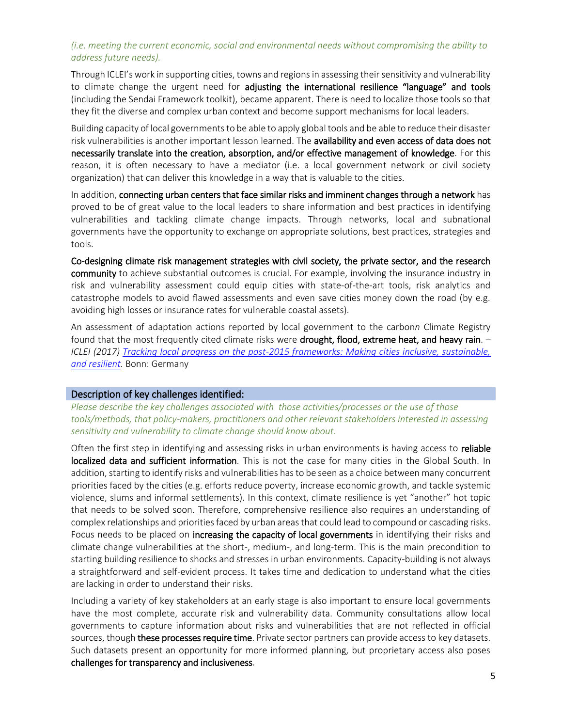*(i.e. meeting the current economic, social and environmental needs without compromising the ability to address future needs).*

Through ICLEI's work in supporting cities, towns and regions in assessing their sensitivity and vulnerability to climate change the urgent need for **adjusting the international resilience "language" and tools** (including the Sendai Framework toolkit), became apparent. There is need to localize those tools so that they fit the diverse and complex urban context and become support mechanisms for local leaders.

Building capacity of local governments to be able to apply global tools and be able to reduce their disaster risk vulnerabilities is another important lesson learned. The **availability and even access of data does not necessarily translate into the creation, absorption, and/or effective management of knowledge**. For this reason, it is often necessary to have a mediator (i.e. a local government network or civil society organization) that can deliver this knowledge in a way that is valuable to the cities.

In addition, **connecting urban centers that face similar risks and imminent changes through a network** has proved to be of great value to the local leaders to share information and best practices in identifying vulnerabilities and tackling climate change impacts. Through networks, local and subnational governments have the opportunity to exchange on appropriate solutions, best practices, strategies and tools.

**Co-designing climate risk management strategies with civil society, the private sector, and the research community** to achieve substantial outcomes is crucial. For example, involving the insurance industry in risk and vulnerability assessment could equip cities with state-of-the-art tools, risk analytics and catastrophe models to avoid flawed assessments and even save cities money down the road (by e.g. avoiding high losses or insurance rates for vulnerable coastal assets).

An assessment of adaptation actions reported by local government to the carbon*n* Climate Registry found that the most frequently cited climate risks were **drought, flood, extreme heat, and heavy rain**. – *ICLEI (2017) Tracking local progress on the post-2015 frameworks: Making cities inclusive, sustainable, and resilient.* Bonn: Germany

## Description of key challenges identified:

*Please describe the key challenges associated with those activities/processes or the use of those tools/methods, that policy-makers, practitioners and other relevant stakeholders interested in assessing sensitivity and vulnerability to climate change should know about.*

Often the first step in identifying and assessing risks in urban environments is having access to **reliable localized data and sufficient information**. This is not the case for many cities in the Global South. In addition, starting to identify risks and vulnerabilities has to be seen as a choice between many concurrent priorities faced by the cities (e.g. efforts reduce poverty, increase economic growth, and tackle systemic violence, slums and informal settlements). In this context, climate resilience is yet "another" hot topic that needs to be solved soon. Therefore, comprehensive resilience also requires an understanding of complex relationships and priorities faced by urban areas that could lead to compound or cascading risks. Focus needs to be placed on **increasing the capacity of local governments** in identifying their risks and climate change vulnerabilities at the short-, medium-, and long-term. This is the main precondition to starting building resilience to shocks and stresses in urban environments. Capacity-building is not always a straightforward and self-evident process. It takes time and dedication to understand what the cities are lacking in order to understand their risks.

Including a variety of key stakeholders at an early stage is also important to ensure local governments have the most complete, accurate risk and vulnerability data. Community consultations allow local governments to capture information about risks and vulnerabilities that are not reflected in official sources, though **these processes require time**. Private sector partners can provide access to key datasets. Such datasets present an opportunity for more informed planning, but proprietary access also poses **challenges for transparency and inclusiveness**.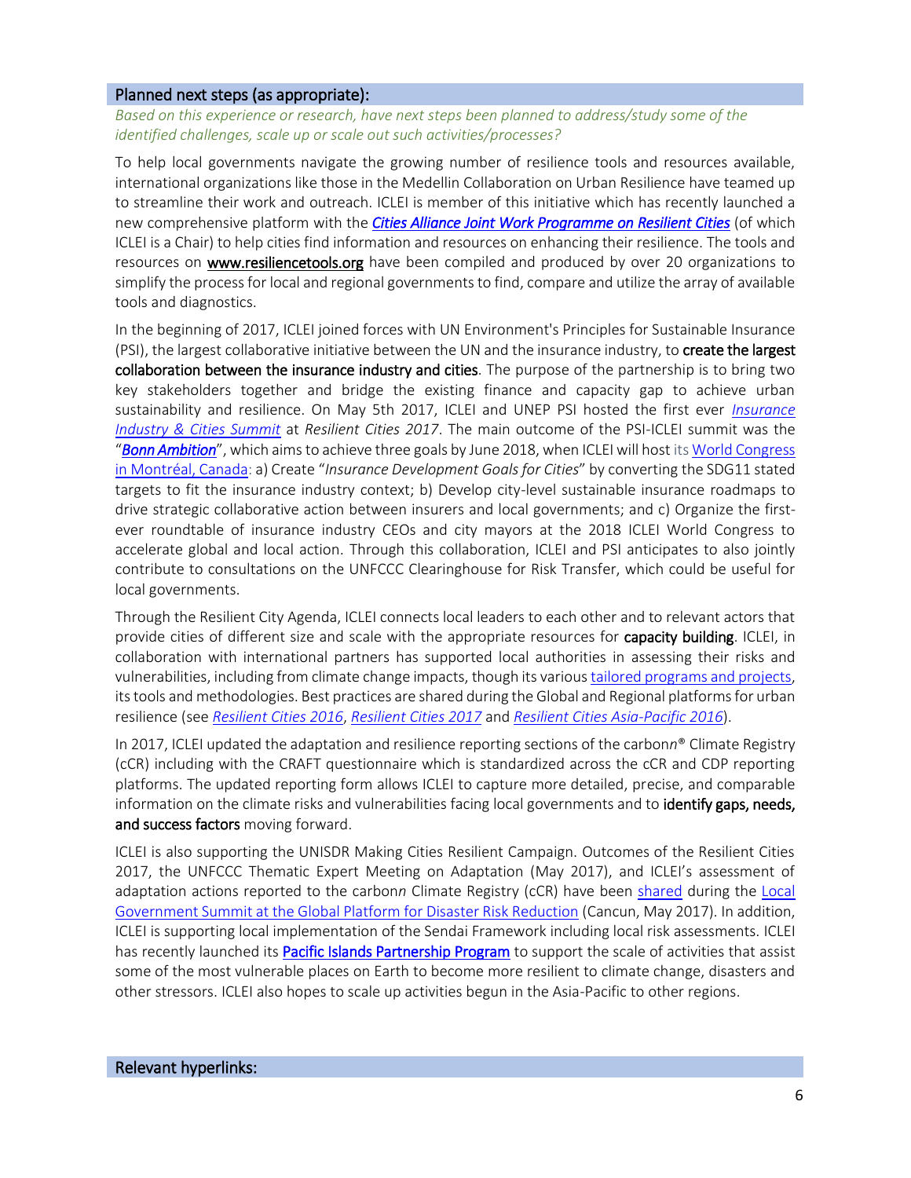## Planned next steps (as appropriate):

*Based on this experience or research, have next steps been planned to address/study some of the identified challenges, scale up or scale out such activities/processes?*

To help local governments navigate the growing number of resilience tools and resources available, international organizations like those in the Medellin Collaboration on Urban Resilience have teamed up to streamline their work and outreach. ICLEI is member of this initiative which has recently launched a new comprehensive platform with the ***Cities Alliance Joint Work Programme on Resilient Cities*** (of which ICLEI is a Chair) to help cities find information and resources on enhancing their resilience. The tools and resources on **www.resiliencetools.org** have been compiled and produced by over 20 organizations to simplify the process for local and regional governments to find, compare and utilize the array of available tools and diagnostics.

In the beginning of 2017, ICLEI joined forces with UN Environment's Principles for Sustainable Insurance (PSI), the largest collaborative initiative between the UN and the insurance industry, to **create the largest collaboration between the insurance industry and cities**. The purpose of the partnership is to bring two key stakeholders together and bridge the existing finance and capacity gap to achieve urban sustainability and resilience. On May 5th 2017, ICLEI and UNEP PSI hosted the first ever *Insurance Industry & Cities Summit* at *Resilient Cities 2017*. The main outcome of the PSI-ICLEI summit was the "***Bonn Ambition***", which aims to achieve three goals by June 2018, when ICLEI will host its World Congress in Montréal, Canada: a) Create "*Insurance Development Goals for Cities*" by converting the SDG11 stated targets to fit the insurance industry context; b) Develop city-level sustainable insurance roadmaps to drive strategic collaborative action between insurers and local governments; and c) Organize the first-ever roundtable of insurance industry CEOs and city mayors at the 2018 ICLEI World Congress to accelerate global and local action. Through this collaboration, ICLEI and PSI anticipates to also jointly contribute to consultations on the UNFCCC Clearinghouse for Risk Transfer, which could be useful for local governments.

Through the Resilient City Agenda, ICLEI connects local leaders to each other and to relevant actors that provide cities of different size and scale with the appropriate resources for **capacity building**. ICLEI, in collaboration with international partners has supported local authorities in assessing their risks and vulnerabilities, including from climate change impacts, though its various tailored programs and projects, its tools and methodologies. Best practices are shared during the Global and Regional platforms for urban resilience (see *Resilient Cities 2016*, *Resilient Cities 2017* and *Resilient Cities Asia-Pacific 2016*).

In 2017, ICLEI updated the adaptation and resilience reporting sections of the carbon*n*® Climate Registry (cCR) including with the CRAFT questionnaire which is standardized across the cCR and CDP reporting platforms. The updated reporting form allows ICLEI to capture more detailed, precise, and comparable information on the climate risks and vulnerabilities facing local governments and to **identify gaps, needs, and success factors** moving forward.

ICLEI is also supporting the UNISDR Making Cities Resilient Campaign. Outcomes of the Resilient Cities 2017, the UNFCCC Thematic Expert Meeting on Adaptation (May 2017), and ICLEI's assessment of adaptation actions reported to the carbon*n* Climate Registry (cCR) have been shared during the Local Government Summit at the Global Platform for Disaster Risk Reduction (Cancun, May 2017). In addition, ICLEI is supporting local implementation of the Sendai Framework including local risk assessments. ICLEI has recently launched its **Pacific Islands Partnership Program** to support the scale of activities that assist some of the most vulnerable places on Earth to become more resilient to climate change, disasters and other stressors. ICLEI also hopes to scale up activities begun in the Asia-Pacific to other regions.

## Relevant hyperlinks: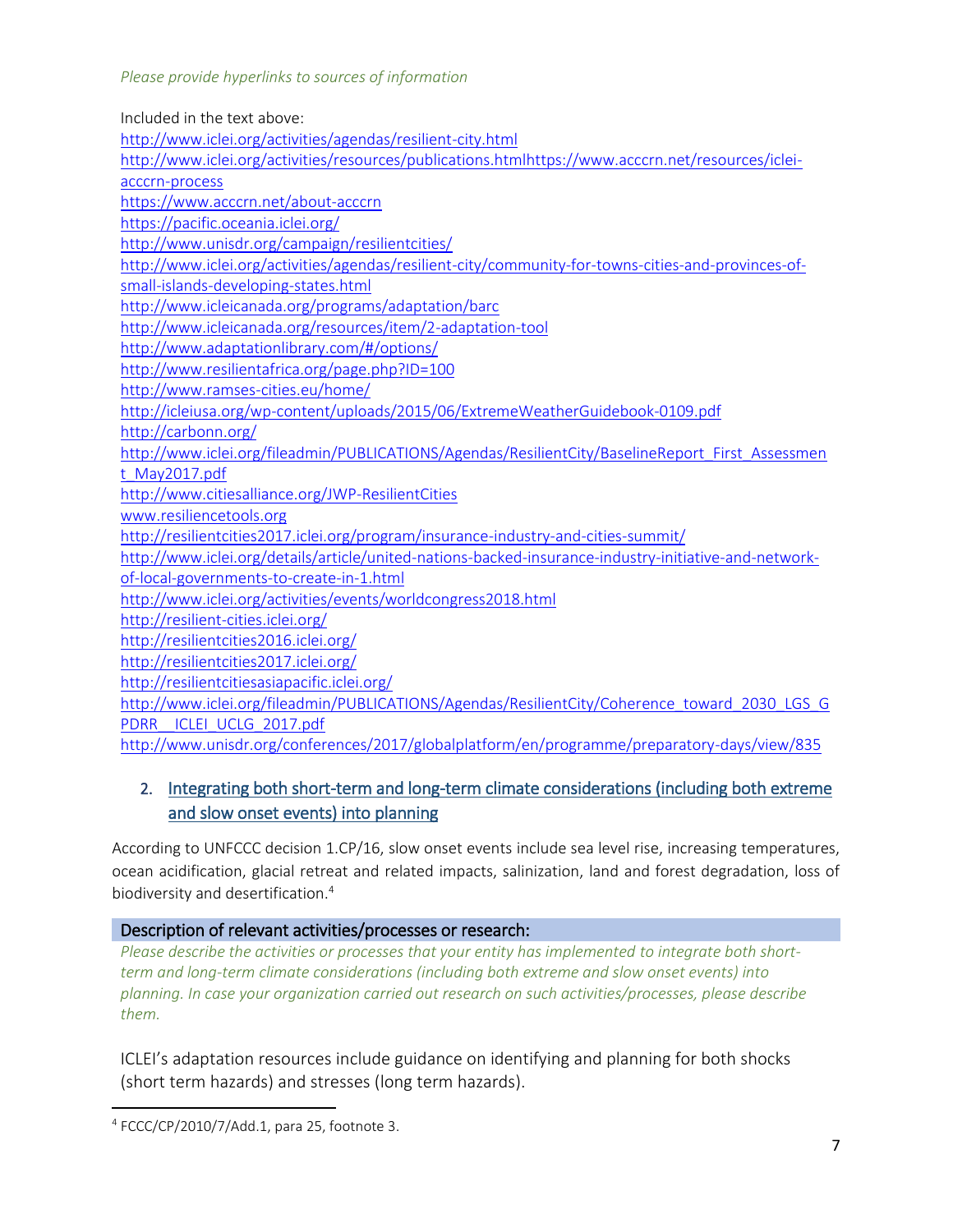*Please provide hyperlinks to sources of information*

Included in the text above:
http://www.iclei.org/activities/agendas/resilient-city.html
http://www.iclei.org/activities/resources/publications.htmlhttps://www.acccrn.net/resources/iclei-acccrn-process
https://www.acccrn.net/about-acccrn
https://pacific.oceania.iclei.org/
http://www.unisdr.org/campaign/resilientcities/
http://www.iclei.org/activities/agendas/resilient-city/community-for-towns-cities-and-provinces-of-small-islands-developing-states.html
http://www.icleicanada.org/programs/adaptation/barc
http://www.icleicanada.org/resources/item/2-adaptation-tool
http://www.adaptationlibrary.com/#/options/
http://www.resilientafrica.org/page.php?ID=100
http://www.ramses-cities.eu/home/
http://icleiusa.org/wp-content/uploads/2015/06/ExtremeWeatherGuidebook-0109.pdf
http://carbonn.org/
http://www.iclei.org/fileadmin/PUBLICATIONS/Agendas/ResilientCity/BaselineReport_First_Assessment_May2017.pdf
http://www.citiesalliance.org/JWP-ResilientCities
www.resiliencetools.org
http://resilientcities2017.iclei.org/program/insurance-industry-and-cities-summit/
http://www.iclei.org/details/article/united-nations-backed-insurance-industry-initiative-and-network-of-local-governments-to-create-in-1.html
http://www.iclei.org/activities/events/worldcongress2018.html
http://resilient-cities.iclei.org/
http://resilientcities2016.iclei.org/
http://resilientcities2017.iclei.org/
http://resilientcitiesasiapacific.iclei.org/
http://www.iclei.org/fileadmin/PUBLICATIONS/Agendas/ResilientCity/Coherence_toward_2030_LGS_GPDRR__ICLEI_UCLG_2017.pdf
http://www.unisdr.org/conferences/2017/globalplatform/en/programme/preparatory-days/view/835

## 2. Integrating both short-term and long-term climate considerations (including both extreme and slow onset events) into planning

According to UNFCCC decision 1.CP/16, slow onset events include sea level rise, increasing temperatures, ocean acidification, glacial retreat and related impacts, salinization, land and forest degradation, loss of biodiversity and desertification.[4]

### Description of relevant activities/processes or research:

*Please describe the activities or processes that your entity has implemented to integrate both short-term and long-term climate considerations (including both extreme and slow onset events) into planning. In case your organization carried out research on such activities/processes, please describe them.*

ICLEI's adaptation resources include guidance on identifying and planning for both shocks (short term hazards) and stresses (long term hazards).

---

[4] FCCC/CP/2010/7/Add.1, para 25, footnote 3.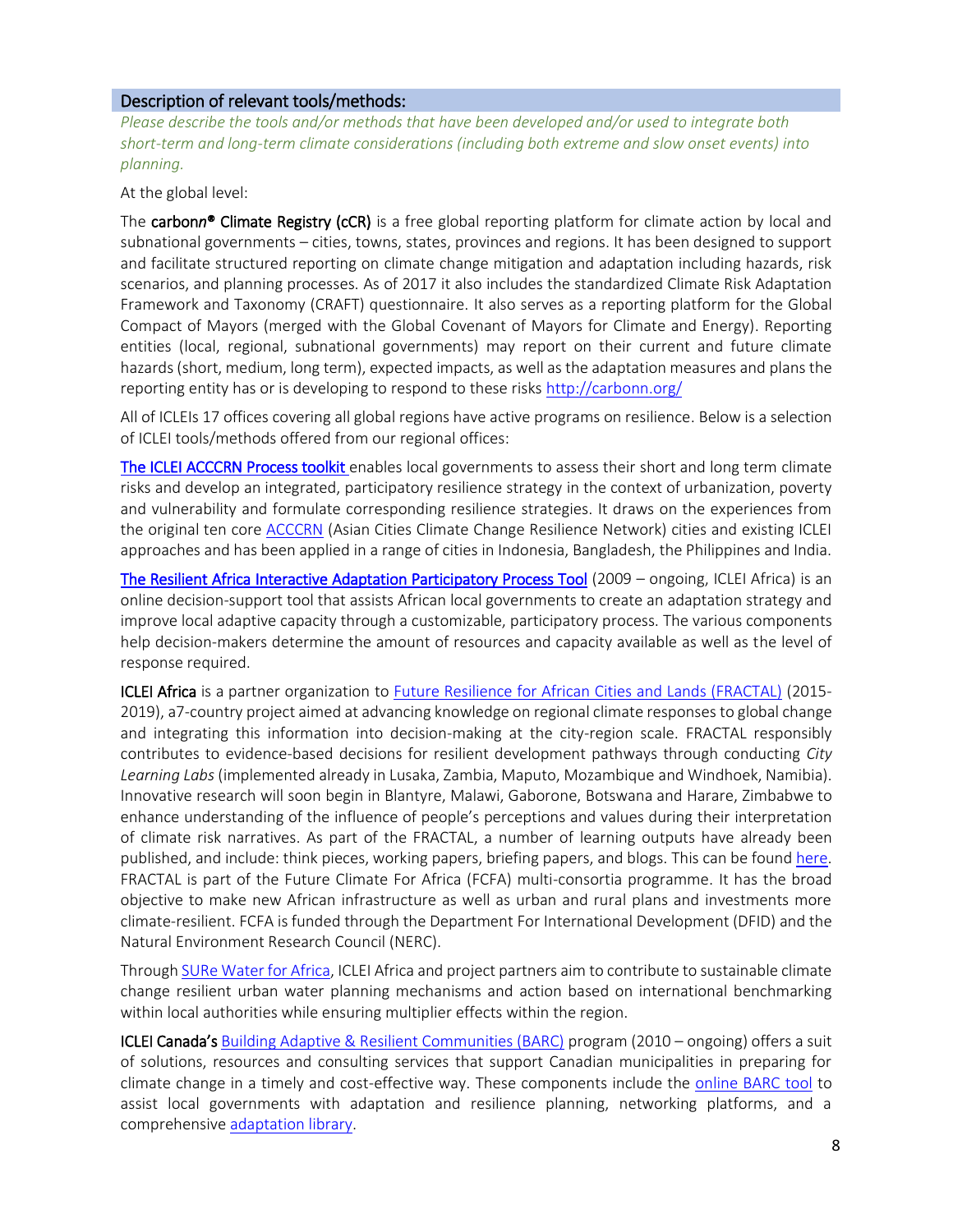## Description of relevant tools/methods:

*Please describe the tools and/or methods that have been developed and/or used to integrate both short-term and long-term climate considerations (including both extreme and slow onset events) into planning.*

At the global level:

The **carbon*n*® Climate Registry (cCR)** is a free global reporting platform for climate action by local and subnational governments – cities, towns, states, provinces and regions. It has been designed to support and facilitate structured reporting on climate change mitigation and adaptation including hazards, risk scenarios, and planning processes. As of 2017 it also includes the standardized Climate Risk Adaptation Framework and Taxonomy (CRAFT) questionnaire. It also serves as a reporting platform for the Global Compact of Mayors (merged with the Global Covenant of Mayors for Climate and Energy). Reporting entities (local, regional, subnational governments) may report on their current and future climate hazards (short, medium, long term), expected impacts, as well as the adaptation measures and plans the reporting entity has or is developing to respond to these risks http://carbonn.org/

All of ICLEIs 17 offices covering all global regions have active programs on resilience. Below is a selection of ICLEI tools/methods offered from our regional offices:

**The ICLEI ACCCRN Process toolkit** enables local governments to assess their short and long term climate risks and develop an integrated, participatory resilience strategy in the context of urbanization, poverty and vulnerability and formulate corresponding resilience strategies. It draws on the experiences from the original ten core ACCCRN (Asian Cities Climate Change Resilience Network) cities and existing ICLEI approaches and has been applied in a range of cities in Indonesia, Bangladesh, the Philippines and India.

**The Resilient Africa Interactive Adaptation Participatory Process Tool** (2009 – ongoing, ICLEI Africa) is an online decision-support tool that assists African local governments to create an adaptation strategy and improve local adaptive capacity through a customizable, participatory process. The various components help decision-makers determine the amount of resources and capacity available as well as the level of response required.

**ICLEI Africa** is a partner organization to Future Resilience for African Cities and Lands (FRACTAL) (2015-2019), a7-country project aimed at advancing knowledge on regional climate responses to global change and integrating this information into decision-making at the city-region scale. FRACTAL responsibly contributes to evidence-based decisions for resilient development pathways through conducting *City Learning Labs* (implemented already in Lusaka, Zambia, Maputo, Mozambique and Windhoek, Namibia). Innovative research will soon begin in Blantyre, Malawi, Gaborone, Botswana and Harare, Zimbabwe to enhance understanding of the influence of people's perceptions and values during their interpretation of climate risk narratives. As part of the FRACTAL, a number of learning outputs have already been published, and include: think pieces, working papers, briefing papers, and blogs. This can be found here. FRACTAL is part of the Future Climate For Africa (FCFA) multi-consortia programme. It has the broad objective to make new African infrastructure as well as urban and rural plans and investments more climate-resilient. FCFA is funded through the Department For International Development (DFID) and the Natural Environment Research Council (NERC).

Through SURe Water for Africa, ICLEI Africa and project partners aim to contribute to sustainable climate change resilient urban water planning mechanisms and action based on international benchmarking within local authorities while ensuring multiplier effects within the region.

**ICLEI Canada's** Building Adaptive & Resilient Communities (BARC) program (2010 – ongoing) offers a suit of solutions, resources and consulting services that support Canadian municipalities in preparing for climate change in a timely and cost-effective way. These components include the online BARC tool to assist local governments with adaptation and resilience planning, networking platforms, and a comprehensive adaptation library.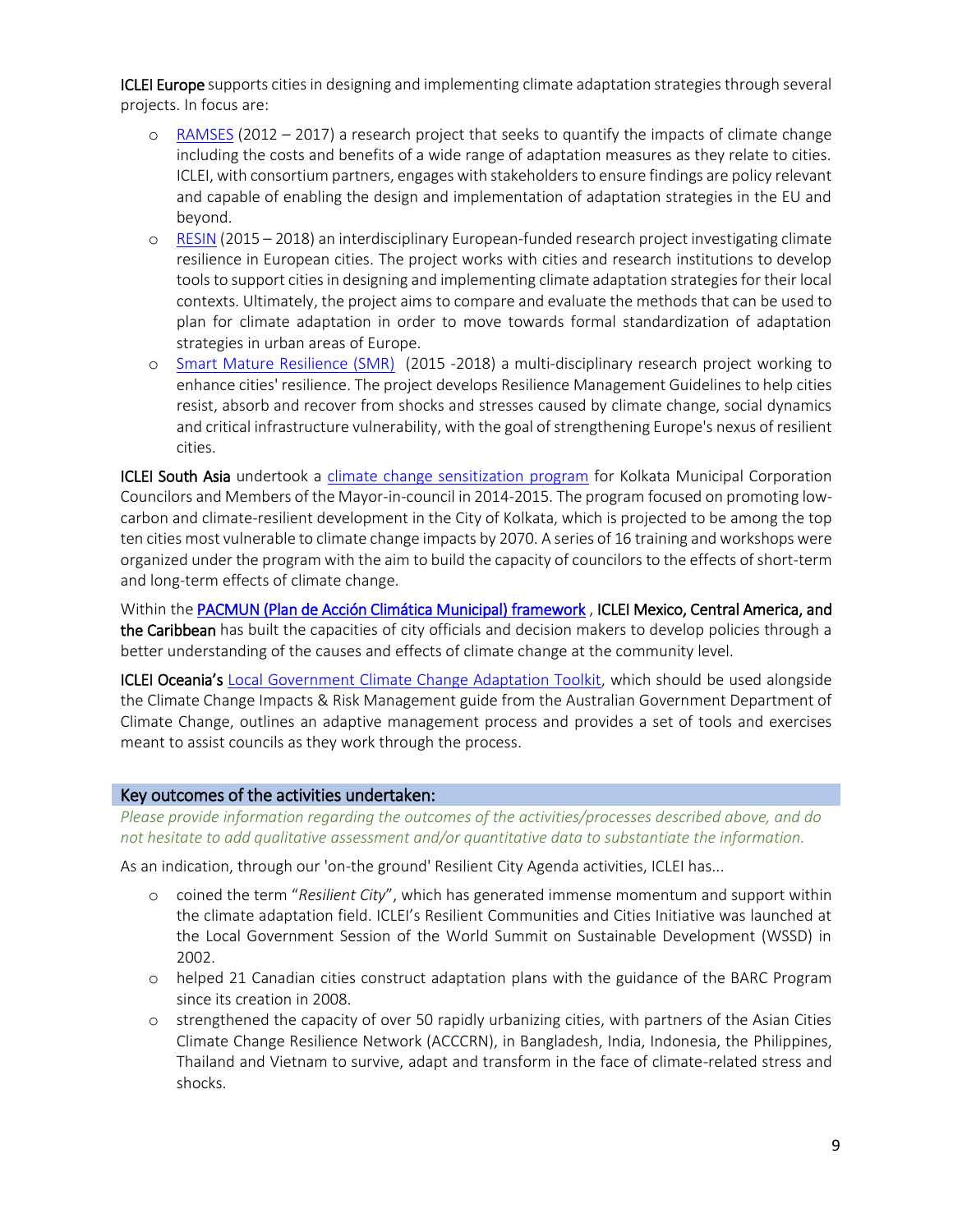**ICLEI Europe** supports cities in designing and implementing climate adaptation strategies through several projects. In focus are:

- RAMSES (2012 – 2017) a research project that seeks to quantify the impacts of climate change including the costs and benefits of a wide range of adaptation measures as they relate to cities. ICLEI, with consortium partners, engages with stakeholders to ensure findings are policy relevant and capable of enabling the design and implementation of adaptation strategies in the EU and beyond.
- RESIN (2015 – 2018) an interdisciplinary European-funded research project investigating climate resilience in European cities. The project works with cities and research institutions to develop tools to support cities in designing and implementing climate adaptation strategies for their local contexts. Ultimately, the project aims to compare and evaluate the methods that can be used to plan for climate adaptation in order to move towards formal standardization of adaptation strategies in urban areas of Europe.
- Smart Mature Resilience (SMR) (2015 -2018) a multi-disciplinary research project working to enhance cities' resilience. The project develops Resilience Management Guidelines to help cities resist, absorb and recover from shocks and stresses caused by climate change, social dynamics and critical infrastructure vulnerability, with the goal of strengthening Europe's nexus of resilient cities.

**ICLEI South Asia** undertook a climate change sensitization program for Kolkata Municipal Corporation Councilors and Members of the Mayor-in-council in 2014-2015. The program focused on promoting low-carbon and climate-resilient development in the City of Kolkata, which is projected to be among the top ten cities most vulnerable to climate change impacts by 2070. A series of 16 training and workshops were organized under the program with the aim to build the capacity of councilors to the effects of short-term and long-term effects of climate change.

Within the **PACMUN (Plan de Acción Climática Municipal) framework** , **ICLEI Mexico, Central America, and the Caribbean** has built the capacities of city officials and decision makers to develop policies through a better understanding of the causes and effects of climate change at the community level.

**ICLEI Oceania's** Local Government Climate Change Adaptation Toolkit, which should be used alongside the Climate Change Impacts & Risk Management guide from the Australian Government Department of Climate Change, outlines an adaptive management process and provides a set of tools and exercises meant to assist councils as they work through the process.

## Key outcomes of the activities undertaken:

*Please provide information regarding the outcomes of the activities/processes described above, and do not hesitate to add qualitative assessment and/or quantitative data to substantiate the information.*

As an indication, through our 'on-the ground' Resilient City Agenda activities, ICLEI has...

- coined the term "*Resilient City*", which has generated immense momentum and support within the climate adaptation field. ICLEI's Resilient Communities and Cities Initiative was launched at the Local Government Session of the World Summit on Sustainable Development (WSSD) in 2002.
- helped 21 Canadian cities construct adaptation plans with the guidance of the BARC Program since its creation in 2008.
- strengthened the capacity of over 50 rapidly urbanizing cities, with partners of the Asian Cities Climate Change Resilience Network (ACCCRN), in Bangladesh, India, Indonesia, the Philippines, Thailand and Vietnam to survive, adapt and transform in the face of climate-related stress and shocks.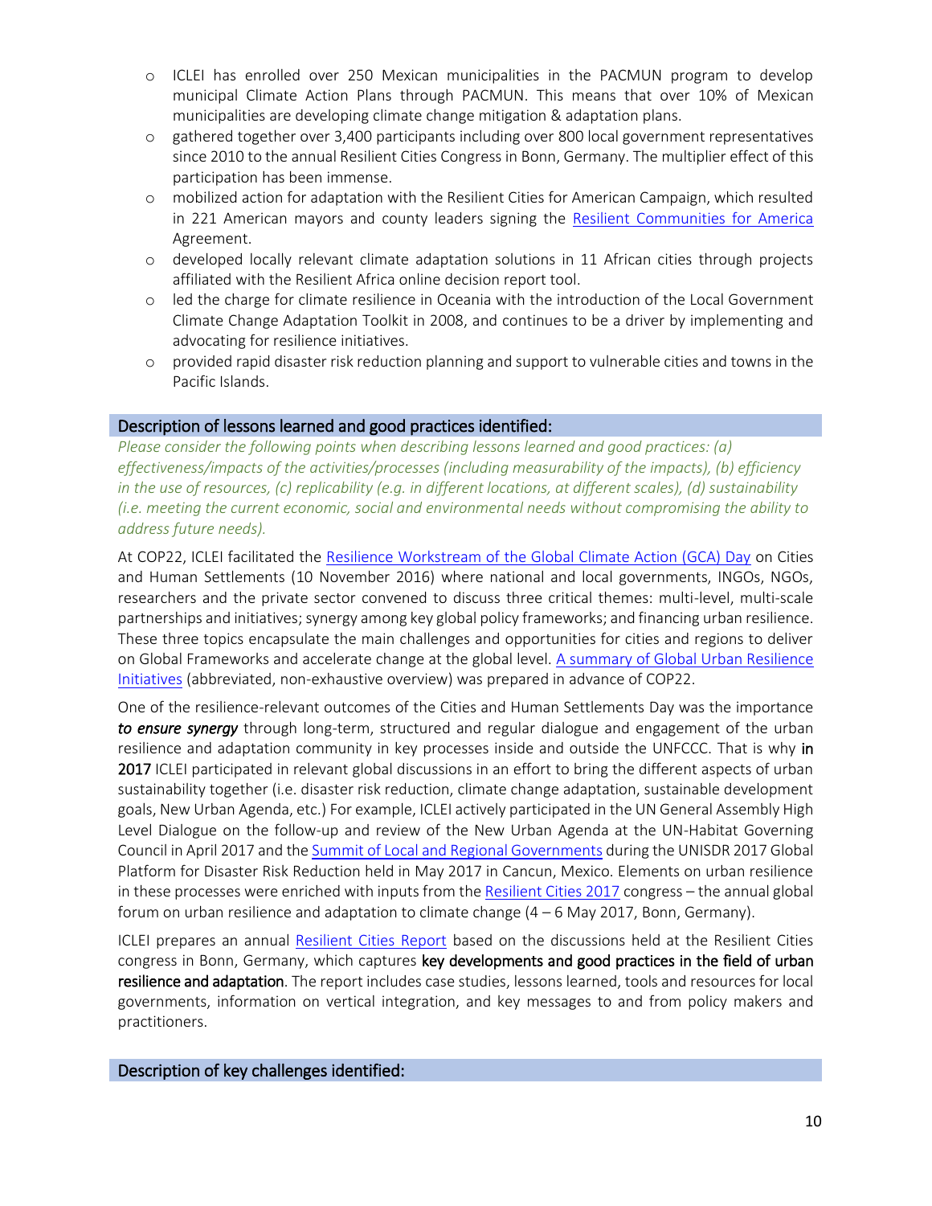- ICLEI has enrolled over 250 Mexican municipalities in the PACMUN program to develop municipal Climate Action Plans through PACMUN. This means that over 10% of Mexican municipalities are developing climate change mitigation & adaptation plans.
- gathered together over 3,400 participants including over 800 local government representatives since 2010 to the annual Resilient Cities Congress in Bonn, Germany. The multiplier effect of this participation has been immense.
- mobilized action for adaptation with the Resilient Cities for American Campaign, which resulted in 221 American mayors and county leaders signing the Resilient Communities for America Agreement.
- developed locally relevant climate adaptation solutions in 11 African cities through projects affiliated with the Resilient Africa online decision report tool.
- led the charge for climate resilience in Oceania with the introduction of the Local Government Climate Change Adaptation Toolkit in 2008, and continues to be a driver by implementing and advocating for resilience initiatives.
- provided rapid disaster risk reduction planning and support to vulnerable cities and towns in the Pacific Islands.

## Description of lessons learned and good practices identified:

*Please consider the following points when describing lessons learned and good practices: (a) effectiveness/impacts of the activities/processes (including measurability of the impacts), (b) efficiency in the use of resources, (c) replicability (e.g. in different locations, at different scales), (d) sustainability (i.e. meeting the current economic, social and environmental needs without compromising the ability to address future needs).*

At COP22, ICLEI facilitated the Resilience Workstream of the Global Climate Action (GCA) Day on Cities and Human Settlements (10 November 2016) where national and local governments, INGOs, NGOs, researchers and the private sector convened to discuss three critical themes: multi-level, multi-scale partnerships and initiatives; synergy among key global policy frameworks; and financing urban resilience. These three topics encapsulate the main challenges and opportunities for cities and regions to deliver on Global Frameworks and accelerate change at the global level. A summary of Global Urban Resilience Initiatives (abbreviated, non-exhaustive overview) was prepared in advance of COP22.

One of the resilience-relevant outcomes of the Cities and Human Settlements Day was the importance ***to ensure synergy*** through long-term, structured and regular dialogue and engagement of the urban resilience and adaptation community in key processes inside and outside the UNFCCC. That is why **in 2017** ICLEI participated in relevant global discussions in an effort to bring the different aspects of urban sustainability together (i.e. disaster risk reduction, climate change adaptation, sustainable development goals, New Urban Agenda, etc.) For example, ICLEI actively participated in the UN General Assembly High Level Dialogue on the follow-up and review of the New Urban Agenda at the UN-Habitat Governing Council in April 2017 and the Summit of Local and Regional Governments during the UNISDR 2017 Global Platform for Disaster Risk Reduction held in May 2017 in Cancun, Mexico. Elements on urban resilience in these processes were enriched with inputs from the Resilient Cities 2017 congress – the annual global forum on urban resilience and adaptation to climate change (4 – 6 May 2017, Bonn, Germany).

ICLEI prepares an annual Resilient Cities Report based on the discussions held at the Resilient Cities congress in Bonn, Germany, which captures **key developments and good practices in the field of urban resilience and adaptation**. The report includes case studies, lessons learned, tools and resources for local governments, information on vertical integration, and key messages to and from policy makers and practitioners.

## Description of key challenges identified: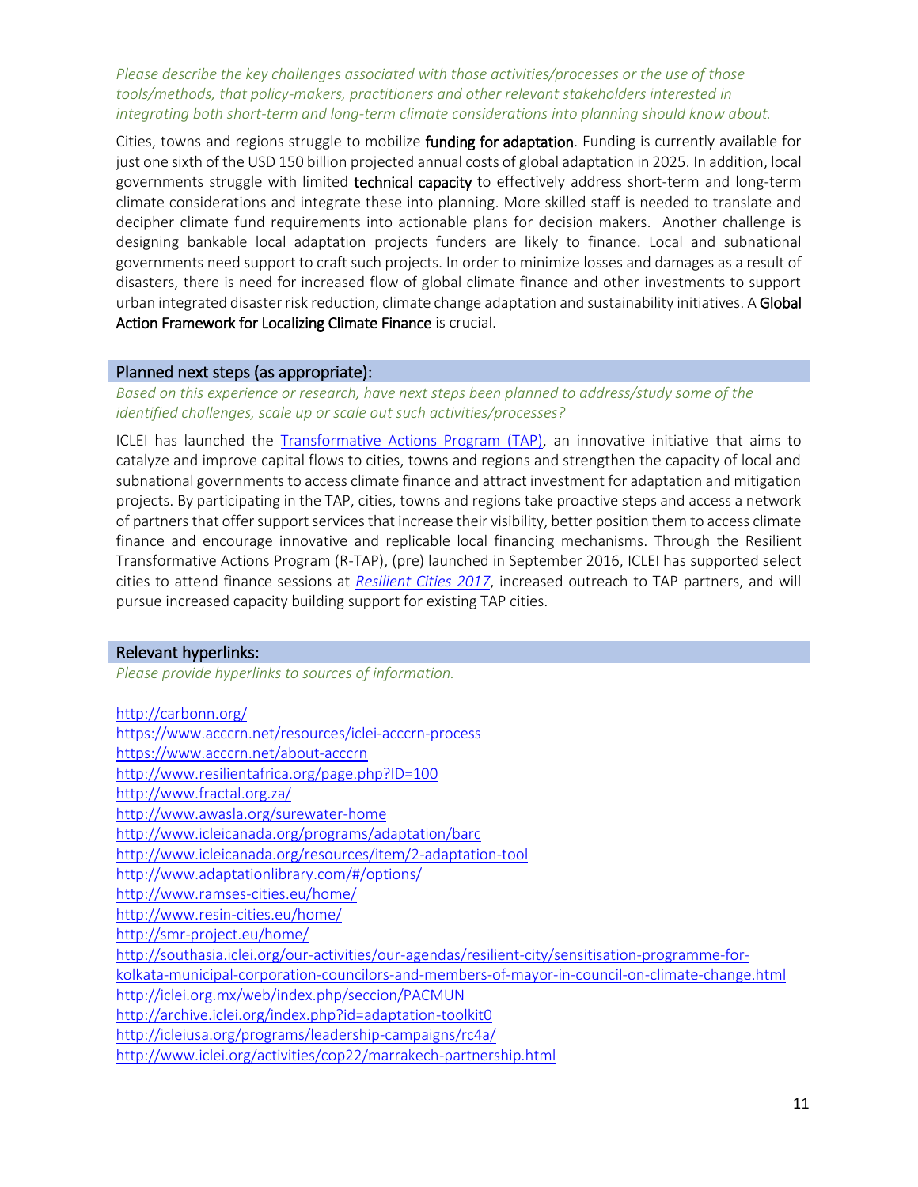*Please describe the key challenges associated with those activities/processes or the use of those tools/methods, that policy-makers, practitioners and other relevant stakeholders interested in integrating both short-term and long-term climate considerations into planning should know about.*

Cities, towns and regions struggle to mobilize **funding for adaptation**. Funding is currently available for just one sixth of the USD 150 billion projected annual costs of global adaptation in 2025. In addition, local governments struggle with limited **technical capacity** to effectively address short-term and long-term climate considerations and integrate these into planning. More skilled staff is needed to translate and decipher climate fund requirements into actionable plans for decision makers. Another challenge is designing bankable local adaptation projects funders are likely to finance. Local and subnational governments need support to craft such projects. In order to minimize losses and damages as a result of disasters, there is need for increased flow of global climate finance and other investments to support urban integrated disaster risk reduction, climate change adaptation and sustainability initiatives. A **Global Action Framework for Localizing Climate Finance** is crucial.

## Planned next steps (as appropriate):

*Based on this experience or research, have next steps been planned to address/study some of the identified challenges, scale up or scale out such activities/processes?*

ICLEI has launched the Transformative Actions Program (TAP), an innovative initiative that aims to catalyze and improve capital flows to cities, towns and regions and strengthen the capacity of local and subnational governments to access climate finance and attract investment for adaptation and mitigation projects. By participating in the TAP, cities, towns and regions take proactive steps and access a network of partners that offer support services that increase their visibility, better position them to access climate finance and encourage innovative and replicable local financing mechanisms. Through the Resilient Transformative Actions Program (R-TAP), (pre) launched in September 2016, ICLEI has supported select cities to attend finance sessions at *Resilient Cities 2017*, increased outreach to TAP partners, and will pursue increased capacity building support for existing TAP cities.

## Relevant hyperlinks:

*Please provide hyperlinks to sources of information.*

http://carbonn.org/
https://www.acccrn.net/resources/iclei-acccrn-process
https://www.acccrn.net/about-acccrn
http://www.resilientafrica.org/page.php?ID=100
http://www.fractal.org.za/
http://www.awasla.org/surewater-home
http://www.icleicanada.org/programs/adaptation/barc
http://www.icleicanada.org/resources/item/2-adaptation-tool
http://www.adaptationlibrary.com/#/options/
http://www.ramses-cities.eu/home/
http://www.resin-cities.eu/home/
http://smr-project.eu/home/
http://southasia.iclei.org/our-activities/our-agendas/resilient-city/sensitisation-programme-for-kolkata-municipal-corporation-councilors-and-members-of-mayor-in-council-on-climate-change.html
http://iclei.org.mx/web/index.php/seccion/PACMUN
http://archive.iclei.org/index.php?id=adaptation-toolkit0
http://icleiusa.org/programs/leadership-campaigns/rc4a/
http://www.iclei.org/activities/cop22/marrakech-partnership.html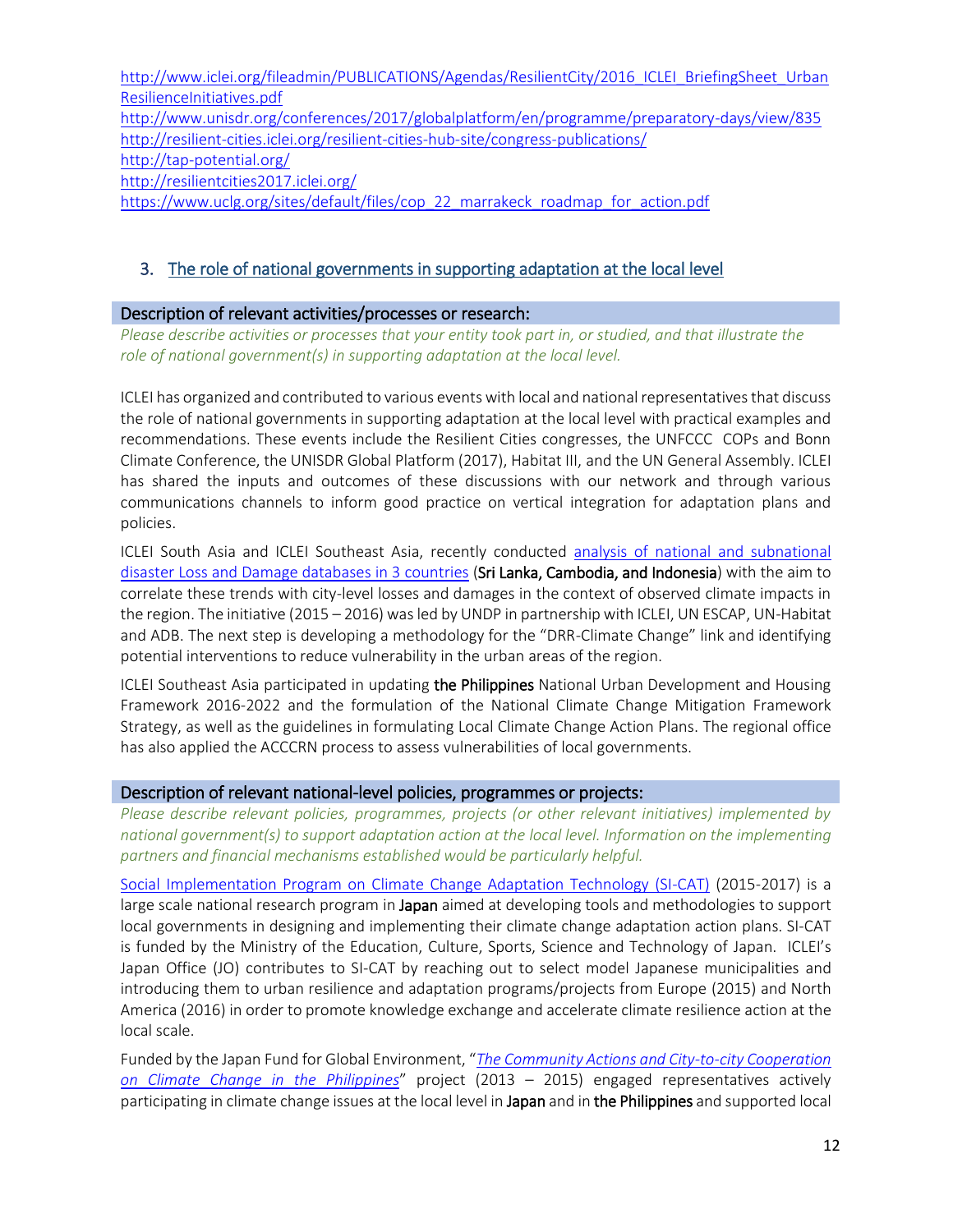[http://www.iclei.org/fileadmin/PUBLICATIONS/Agendas/ResilientCity/2016_ICLEI_BriefingSheet_UrbanResilienceInitiatives.pdf](http://www.iclei.org/fileadmin/PUBLICATIONS/Agendas/ResilientCity/2016_ICLEI_BriefingSheet_UrbanResilienceInitiatives.pdf)
[http://www.unisdr.org/conferences/2017/globalplatform/en/programme/preparatory-days/view/835](http://www.unisdr.org/conferences/2017/globalplatform/en/programme/preparatory-days/view/835)
[http://resilient-cities.iclei.org/resilient-cities-hub-site/congress-publications/](http://resilient-cities.iclei.org/resilient-cities-hub-site/congress-publications/)
[http://tap-potential.org/](http://tap-potential.org/)
[http://resilientcities2017.iclei.org/](http://resilientcities2017.iclei.org/)
[https://www.uclg.org/sites/default/files/cop_22_marrakeck_roadmap_for_action.pdf](https://www.uclg.org/sites/default/files/cop_22_marrakeck_roadmap_for_action.pdf)

## 3. The role of national governments in supporting adaptation at the local level

### Description of relevant activities/processes or research:

*Please describe activities or processes that your entity took part in, or studied, and that illustrate the role of national government(s) in supporting adaptation at the local level.*

ICLEI has organized and contributed to various events with local and national representatives that discuss the role of national governments in supporting adaptation at the local level with practical examples and recommendations. These events include the Resilient Cities congresses, the UNFCCC COPs and Bonn Climate Conference, the UNISDR Global Platform (2017), Habitat III, and the UN General Assembly. ICLEI has shared the inputs and outcomes of these discussions with our network and through various communications channels to inform good practice on vertical integration for adaptation plans and policies.

ICLEI South Asia and ICLEI Southeast Asia, recently conducted analysis of national and subnational disaster Loss and Damage databases in 3 countries (**Sri Lanka, Cambodia, and Indonesia**) with the aim to correlate these trends with city-level losses and damages in the context of observed climate impacts in the region. The initiative (2015 – 2016) was led by UNDP in partnership with ICLEI, UN ESCAP, UN-Habitat and ADB. The next step is developing a methodology for the "DRR-Climate Change" link and identifying potential interventions to reduce vulnerability in the urban areas of the region.

ICLEI Southeast Asia participated in updating **the Philippines** National Urban Development and Housing Framework 2016-2022 and the formulation of the National Climate Change Mitigation Framework Strategy, as well as the guidelines in formulating Local Climate Change Action Plans. The regional office has also applied the ACCCRN process to assess vulnerabilities of local governments.

### Description of relevant national-level policies, programmes or projects:

*Please describe relevant policies, programmes, projects (or other relevant initiatives) implemented by national government(s) to support adaptation action at the local level. Information on the implementing partners and financial mechanisms established would be particularly helpful.*

Social Implementation Program on Climate Change Adaptation Technology (SI-CAT) (2015-2017) is a large scale national research program in **Japan** aimed at developing tools and methodologies to support local governments in designing and implementing their climate change adaptation action plans. SI-CAT is funded by the Ministry of the Education, Culture, Sports, Science and Technology of Japan. ICLEI's Japan Office (JO) contributes to SI-CAT by reaching out to select model Japanese municipalities and introducing them to urban resilience and adaptation programs/projects from Europe (2015) and North America (2016) in order to promote knowledge exchange and accelerate climate resilience action at the local scale.

Funded by the Japan Fund for Global Environment, "*The Community Actions and City-to-city Cooperation on Climate Change in the Philippines*" project (2013 – 2015) engaged representatives actively participating in climate change issues at the local level in **Japan** and in **the Philippines** and supported local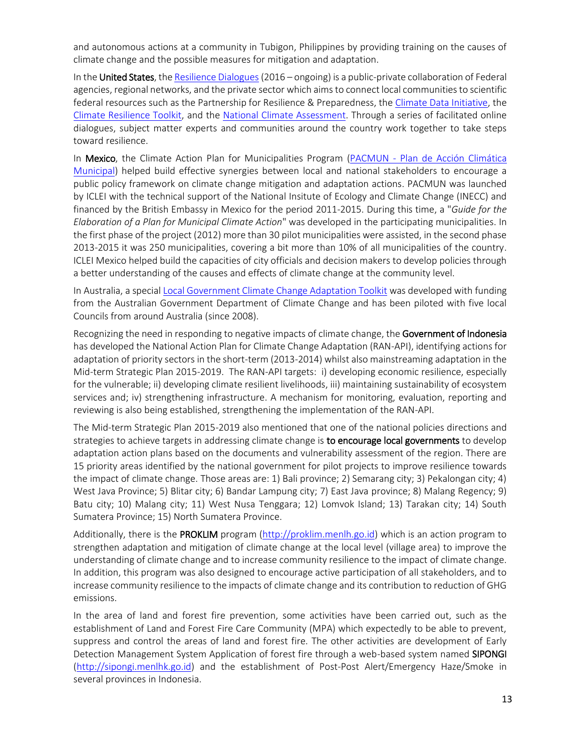and autonomous actions at a community in Tubigon, Philippines by providing training on the causes of climate change and the possible measures for mitigation and adaptation.

In the **United States**, the [Resilience Dialogues] (2016 – ongoing) is a public-private collaboration of Federal agencies, regional networks, and the private sector which aims to connect local communities to scientific federal resources such as the Partnership for Resilience & Preparedness, the [Climate Data Initiative], the [Climate Resilience Toolkit], and the [National Climate Assessment]. Through a series of facilitated online dialogues, subject matter experts and communities around the country work together to take steps toward resilience.

In **Mexico**, the Climate Action Plan for Municipalities Program ([PACMUN - Plan de Acción Climática Municipal]) helped build effective synergies between local and national stakeholders to encourage a public policy framework on climate change mitigation and adaptation actions. PACMUN was launched by ICLEI with the technical support of the National Insitute of Ecology and Climate Change (INECC) and financed by the British Embassy in Mexico for the period 2011-2015. During this time, a "*Guide for the Elaboration of a Plan for Municipal Climate Action*" was developed in the participating municipalities. In the first phase of the project (2012) more than 30 pilot municipalities were assisted, in the second phase 2013-2015 it was 250 municipalities, covering a bit more than 10% of all municipalities of the country. ICLEI Mexico helped build the capacities of city officials and decision makers to develop policies through a better understanding of the causes and effects of climate change at the community level.

In Australia, a special [Local Government Climate Change Adaptation Toolkit] was developed with funding from the Australian Government Department of Climate Change and has been piloted with five local Councils from around Australia (since 2008).

Recognizing the need in responding to negative impacts of climate change, the **Government of Indonesia** has developed the National Action Plan for Climate Change Adaptation (RAN-API), identifying actions for adaptation of priority sectors in the short-term (2013-2014) whilst also mainstreaming adaptation in the Mid-term Strategic Plan 2015-2019. The RAN-API targets: i) developing economic resilience, especially for the vulnerable; ii) developing climate resilient livelihoods, iii) maintaining sustainability of ecosystem services and; iv) strengthening infrastructure. A mechanism for monitoring, evaluation, reporting and reviewing is also being established, strengthening the implementation of the RAN-API.

The Mid-term Strategic Plan 2015-2019 also mentioned that one of the national policies directions and strategies to achieve targets in addressing climate change is **to encourage local governments** to develop adaptation action plans based on the documents and vulnerability assessment of the region. There are 15 priority areas identified by the national government for pilot projects to improve resilience towards the impact of climate change. Those areas are: 1) Bali province; 2) Semarang city; 3) Pekalongan city; 4) West Java Province; 5) Blitar city; 6) Bandar Lampung city; 7) East Java province; 8) Malang Regency; 9) Batu city; 10) Malang city; 11) West Nusa Tenggara; 12) Lomvok Island; 13) Tarakan city; 14) South Sumatera Province; 15) North Sumatera Province.

Additionally, there is the **PROKLIM** program (http://proklim.menlh.go.id) which is an action program to strengthen adaptation and mitigation of climate change at the local level (village area) to improve the understanding of climate change and to increase community resilience to the impact of climate change. In addition, this program was also designed to encourage active participation of all stakeholders, and to increase community resilience to the impacts of climate change and its contribution to reduction of GHG emissions.

In the area of land and forest fire prevention, some activities have been carried out, such as the establishment of Land and Forest Fire Care Community (MPA) which expectedly to be able to prevent, suppress and control the areas of land and forest fire. The other activities are development of Early Detection Management System Application of forest fire through a web-based system named **SIPONGI** (http://sipongi.menlhk.go.id) and the establishment of Post-Post Alert/Emergency Haze/Smoke in several provinces in Indonesia.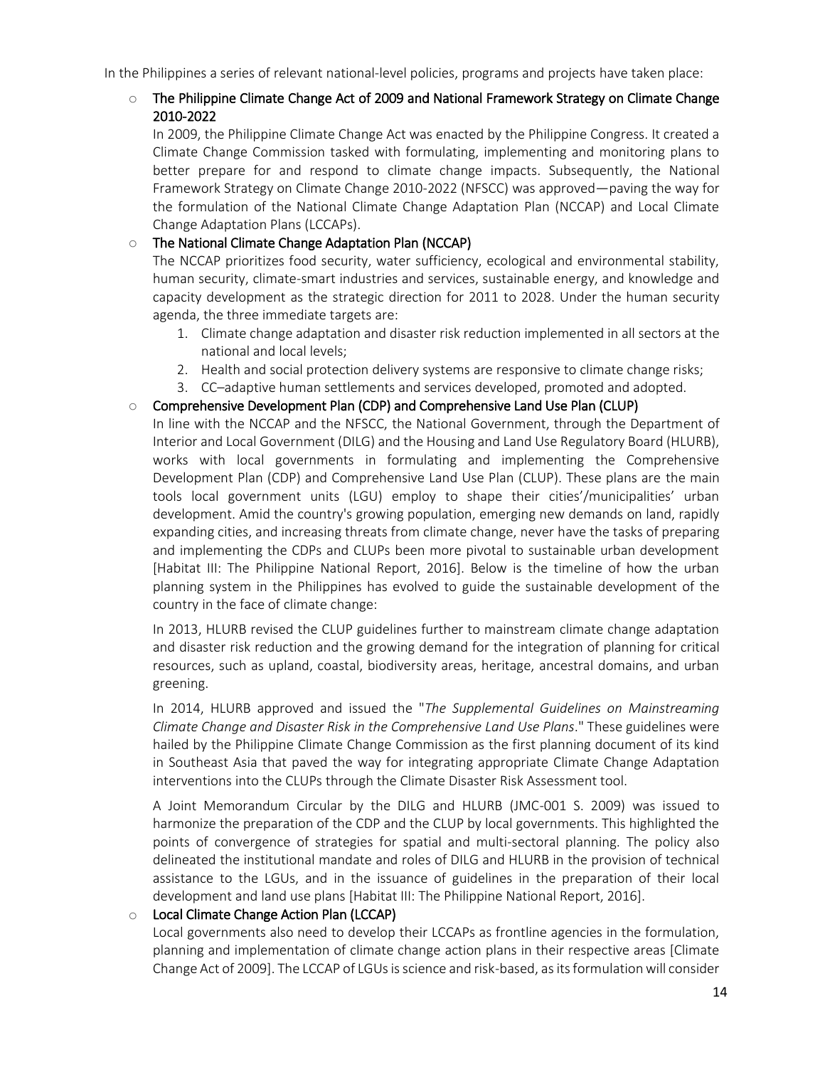In the Philippines a series of relevant national-level policies, programs and projects have taken place:

- **The Philippine Climate Change Act of 2009 and National Framework Strategy on Climate Change 2010-2022**

  In 2009, the Philippine Climate Change Act was enacted by the Philippine Congress. It created a Climate Change Commission tasked with formulating, implementing and monitoring plans to better prepare for and respond to climate change impacts. Subsequently, the National Framework Strategy on Climate Change 2010-2022 (NFSCC) was approved—paving the way for the formulation of the National Climate Change Adaptation Plan (NCCAP) and Local Climate Change Adaptation Plans (LCCAPs).

- **The National Climate Change Adaptation Plan (NCCAP)**

  The NCCAP prioritizes food security, water sufficiency, ecological and environmental stability, human security, climate-smart industries and services, sustainable energy, and knowledge and capacity development as the strategic direction for 2011 to 2028. Under the human security agenda, the three immediate targets are:

  1. Climate change adaptation and disaster risk reduction implemented in all sectors at the national and local levels;
  2. Health and social protection delivery systems are responsive to climate change risks;
  3. CC–adaptive human settlements and services developed, promoted and adopted.

- **Comprehensive Development Plan (CDP) and Comprehensive Land Use Plan (CLUP)**

  In line with the NCCAP and the NFSCC, the National Government, through the Department of Interior and Local Government (DILG) and the Housing and Land Use Regulatory Board (HLURB), works with local governments in formulating and implementing the Comprehensive Development Plan (CDP) and Comprehensive Land Use Plan (CLUP). These plans are the main tools local government units (LGU) employ to shape their cities'/municipalities' urban development. Amid the country's growing population, emerging new demands on land, rapidly expanding cities, and increasing threats from climate change, never have the tasks of preparing and implementing the CDPs and CLUPs been more pivotal to sustainable urban development [Habitat III: The Philippine National Report, 2016]. Below is the timeline of how the urban planning system in the Philippines has evolved to guide the sustainable development of the country in the face of climate change:

  In 2013, HLURB revised the CLUP guidelines further to mainstream climate change adaptation and disaster risk reduction and the growing demand for the integration of planning for critical resources, such as upland, coastal, biodiversity areas, heritage, ancestral domains, and urban greening.

  In 2014, HLURB approved and issued the "*The Supplemental Guidelines on Mainstreaming Climate Change and Disaster Risk in the Comprehensive Land Use Plans*." These guidelines were hailed by the Philippine Climate Change Commission as the first planning document of its kind in Southeast Asia that paved the way for integrating appropriate Climate Change Adaptation interventions into the CLUPs through the Climate Disaster Risk Assessment tool.

  A Joint Memorandum Circular by the DILG and HLURB (JMC-001 S. 2009) was issued to harmonize the preparation of the CDP and the CLUP by local governments. This highlighted the points of convergence of strategies for spatial and multi-sectoral planning. The policy also delineated the institutional mandate and roles of DILG and HLURB in the provision of technical assistance to the LGUs, and in the issuance of guidelines in the preparation of their local development and land use plans [Habitat III: The Philippine National Report, 2016].

- **Local Climate Change Action Plan (LCCAP)**

  Local governments also need to develop their LCCAPs as frontline agencies in the formulation, planning and implementation of climate change action plans in their respective areas [Climate Change Act of 2009]. The LCCAP of LGUs is science and risk-based, as its formulation will consider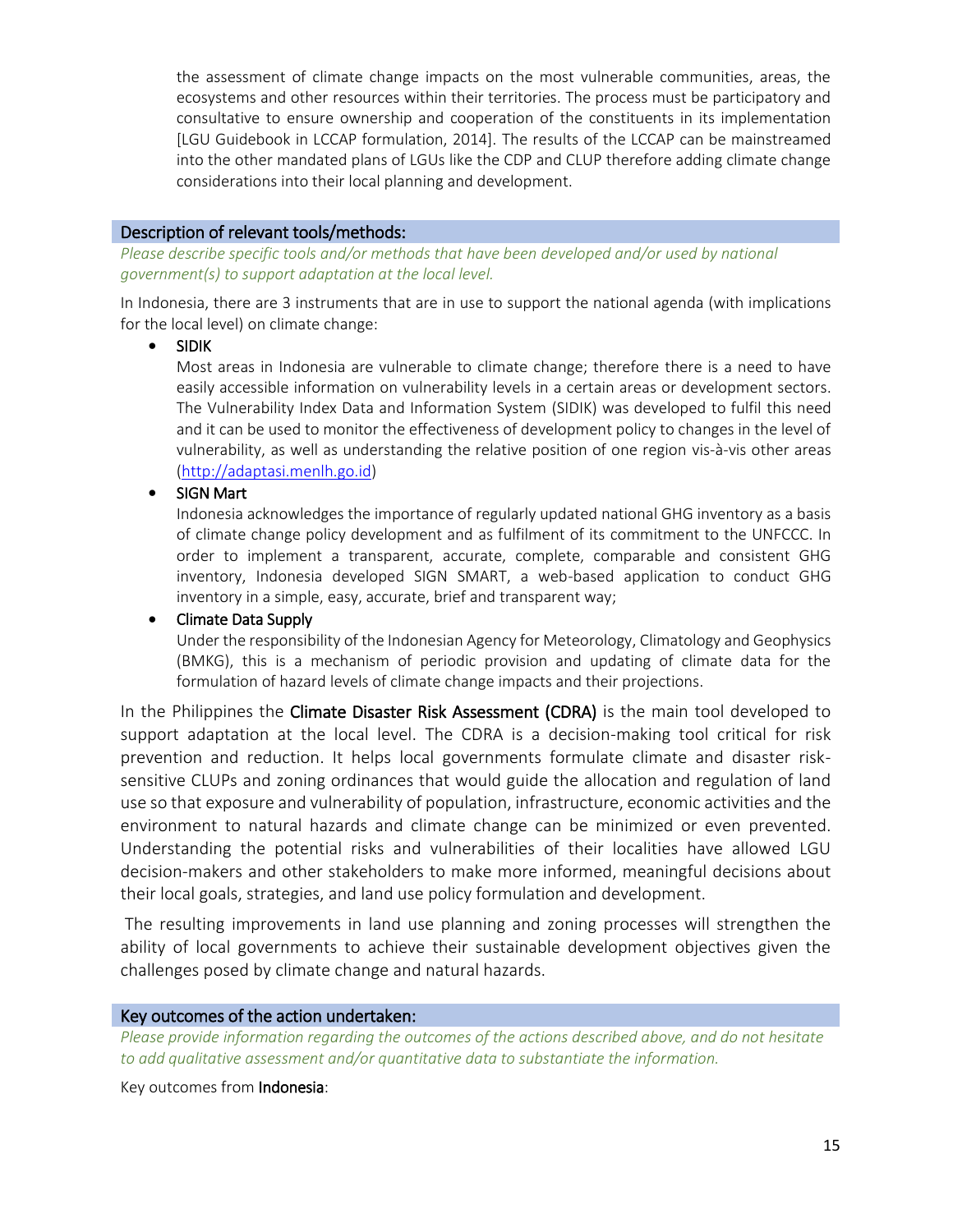the assessment of climate change impacts on the most vulnerable communities, areas, the ecosystems and other resources within their territories. The process must be participatory and consultative to ensure ownership and cooperation of the constituents in its implementation [LGU Guidebook in LCCAP formulation, 2014]. The results of the LCCAP can be mainstreamed into the other mandated plans of LGUs like the CDP and CLUP therefore adding climate change considerations into their local planning and development.

## Description of relevant tools/methods:

*Please describe specific tools and/or methods that have been developed and/or used by national government(s) to support adaptation at the local level.*

In Indonesia, there are 3 instruments that are in use to support the national agenda (with implications for the local level) on climate change:

- SIDIK
  Most areas in Indonesia are vulnerable to climate change; therefore there is a need to have easily accessible information on vulnerability levels in a certain areas or development sectors. The Vulnerability Index Data and Information System (SIDIK) was developed to fulfil this need and it can be used to monitor the effectiveness of development policy to changes in the level of vulnerability, as well as understanding the relative position of one region vis-à-vis other areas (http://adaptasi.menlh.go.id)
- SIGN Mart
  Indonesia acknowledges the importance of regularly updated national GHG inventory as a basis of climate change policy development and as fulfilment of its commitment to the UNFCCC. In order to implement a transparent, accurate, complete, comparable and consistent GHG inventory, Indonesia developed SIGN SMART, a web-based application to conduct GHG inventory in a simple, easy, accurate, brief and transparent way;
- Climate Data Supply
  Under the responsibility of the Indonesian Agency for Meteorology, Climatology and Geophysics (BMKG), this is a mechanism of periodic provision and updating of climate data for the formulation of hazard levels of climate change impacts and their projections.

In the Philippines the **Climate Disaster Risk Assessment (CDRA)** is the main tool developed to support adaptation at the local level. The CDRA is a decision-making tool critical for risk prevention and reduction. It helps local governments formulate climate and disaster risk-sensitive CLUPs and zoning ordinances that would guide the allocation and regulation of land use so that exposure and vulnerability of population, infrastructure, economic activities and the environment to natural hazards and climate change can be minimized or even prevented. Understanding the potential risks and vulnerabilities of their localities have allowed LGU decision-makers and other stakeholders to make more informed, meaningful decisions about their local goals, strategies, and land use policy formulation and development.

The resulting improvements in land use planning and zoning processes will strengthen the ability of local governments to achieve their sustainable development objectives given the challenges posed by climate change and natural hazards.

## Key outcomes of the action undertaken:

*Please provide information regarding the outcomes of the actions described above, and do not hesitate to add qualitative assessment and/or quantitative data to substantiate the information.*

Key outcomes from **Indonesia**: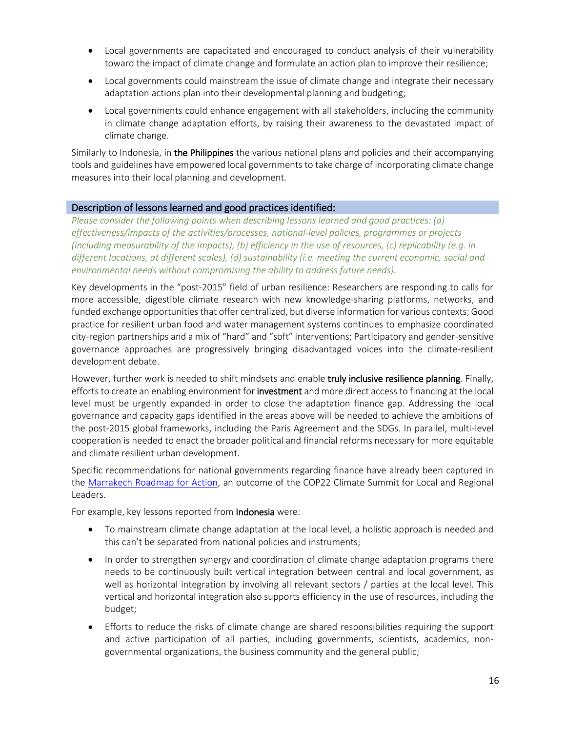- Local governments are capacitated and encouraged to conduct analysis of their vulnerability toward the impact of climate change and formulate an action plan to improve their resilience;
- Local governments could mainstream the issue of climate change and integrate their necessary adaptation actions plan into their developmental planning and budgeting;
- Local governments could enhance engagement with all stakeholders, including the community in climate change adaptation efforts, by raising their awareness to the devastated impact of climate change.

Similarly to Indonesia, in **the Philippines** the various national plans and policies and their accompanying tools and guidelines have empowered local governments to take charge of incorporating climate change measures into their local planning and development.

## Description of lessons learned and good practices identified:

*Please consider the following points when describing lessons learned and good practices: (a) effectiveness/impacts of the activities/processes, national-level policies, programmes or projects (including measurability of the impacts), (b) efficiency in the use of resources, (c) replicability (e.g. in different locations, at different scales), (d) sustainability (i.e. meeting the current economic, social and environmental needs without compromising the ability to address future needs).*

Key developments in the "post-2015" field of urban resilience: Researchers are responding to calls for more accessible, digestible climate research with new knowledge-sharing platforms, networks, and funded exchange opportunities that offer centralized, but diverse information for various contexts; Good practice for resilient urban food and water management systems continues to emphasize coordinated city-region partnerships and a mix of "hard" and "soft" interventions; Participatory and gender-sensitive governance approaches are progressively bringing disadvantaged voices into the climate-resilient development debate.

However, further work is needed to shift mindsets and enable **truly inclusive resilience planning**. Finally, efforts to create an enabling environment for **investment** and more direct access to financing at the local level must be urgently expanded in order to close the adaptation finance gap. Addressing the local governance and capacity gaps identified in the areas above will be needed to achieve the ambitions of the post-2015 global frameworks, including the Paris Agreement and the SDGs. In parallel, multi-level cooperation is needed to enact the broader political and financial reforms necessary for more equitable and climate resilient urban development.

Specific recommendations for national governments regarding finance have already been captured in the Marrakech Roadmap for Action, an outcome of the COP22 Climate Summit for Local and Regional Leaders.

For example, key lessons reported from **Indonesia** were:

- To mainstream climate change adaptation at the local level, a holistic approach is needed and this can't be separated from national policies and instruments;
- In order to strengthen synergy and coordination of climate change adaptation programs there needs to be continuously built vertical integration between central and local government, as well as horizontal integration by involving all relevant sectors / parties at the local level. This vertical and horizontal integration also supports efficiency in the use of resources, including the budget;
- Efforts to reduce the risks of climate change are shared responsibilities requiring the support and active participation of all parties, including governments, scientists, academics, non-governmental organizations, the business community and the general public;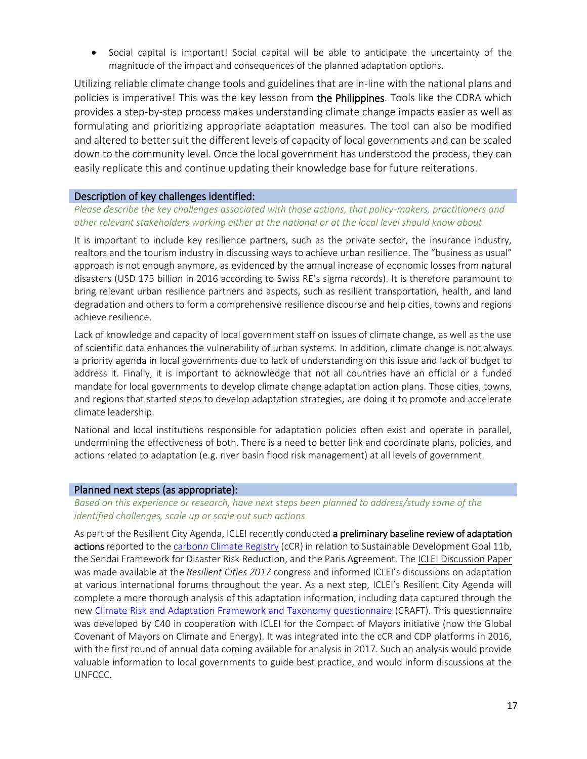- Social capital is important! Social capital will be able to anticipate the uncertainty of the magnitude of the impact and consequences of the planned adaptation options.

Utilizing reliable climate change tools and guidelines that are in-line with the national plans and policies is imperative! This was the key lesson from **the Philippines**. Tools like the CDRA which provides a step-by-step process makes understanding climate change impacts easier as well as formulating and prioritizing appropriate adaptation measures. The tool can also be modified and altered to better suit the different levels of capacity of local governments and can be scaled down to the community level. Once the local government has understood the process, they can easily replicate this and continue updating their knowledge base for future reiterations.

## Description of key challenges identified:

*Please describe the key challenges associated with those actions, that policy-makers, practitioners and other relevant stakeholders working either at the national or at the local level should know about.*

It is important to include key resilience partners, such as the private sector, the insurance industry, realtors and the tourism industry in discussing ways to achieve urban resilience. The "business as usual" approach is not enough anymore, as evidenced by the annual increase of economic losses from natural disasters (USD 175 billion in 2016 according to Swiss RE's sigma records). It is therefore paramount to bring relevant urban resilience partners and aspects, such as resilient transportation, health, and land degradation and others to form a comprehensive resilience discourse and help cities, towns and regions achieve resilience.

Lack of knowledge and capacity of local government staff on issues of climate change, as well as the use of scientific data enhances the vulnerability of urban systems. In addition, climate change is not always a priority agenda in local governments due to lack of understanding on this issue and lack of budget to address it. Finally, it is important to acknowledge that not all countries have an official or a funded mandate for local governments to develop climate change adaptation action plans. Those cities, towns, and regions that started steps to develop adaptation strategies, are doing it to promote and accelerate climate leadership.

National and local institutions responsible for adaptation policies often exist and operate in parallel, undermining the effectiveness of both. There is a need to better link and coordinate plans, policies, and actions related to adaptation (e.g. river basin flood risk management) at all levels of government.

## Planned next steps (as appropriate):

*Based on this experience or research, have next steps been planned to address/study some of the identified challenges, scale up or scale out such actions.*

As part of the Resilient City Agenda, ICLEI recently conducted **a preliminary baseline review of adaptation actions** reported to the carbon*n* Climate Registry (cCR) in relation to Sustainable Development Goal 11b, the Sendai Framework for Disaster Risk Reduction, and the Paris Agreement. The ICLEI Discussion Paper was made available at the *Resilient Cities 2017* congress and informed ICLEI's discussions on adaptation at various international forums throughout the year. As a next step, ICLEI's Resilient City Agenda will complete a more thorough analysis of this adaptation information, including data captured through the new Climate Risk and Adaptation Framework and Taxonomy questionnaire (CRAFT). This questionnaire was developed by C40 in cooperation with ICLEI for the Compact of Mayors initiative (now the Global Covenant of Mayors on Climate and Energy). It was integrated into the cCR and CDP platforms in 2016, with the first round of annual data coming available for analysis in 2017. Such an analysis would provide valuable information to local governments to guide best practice, and would inform discussions at the UNFCCC.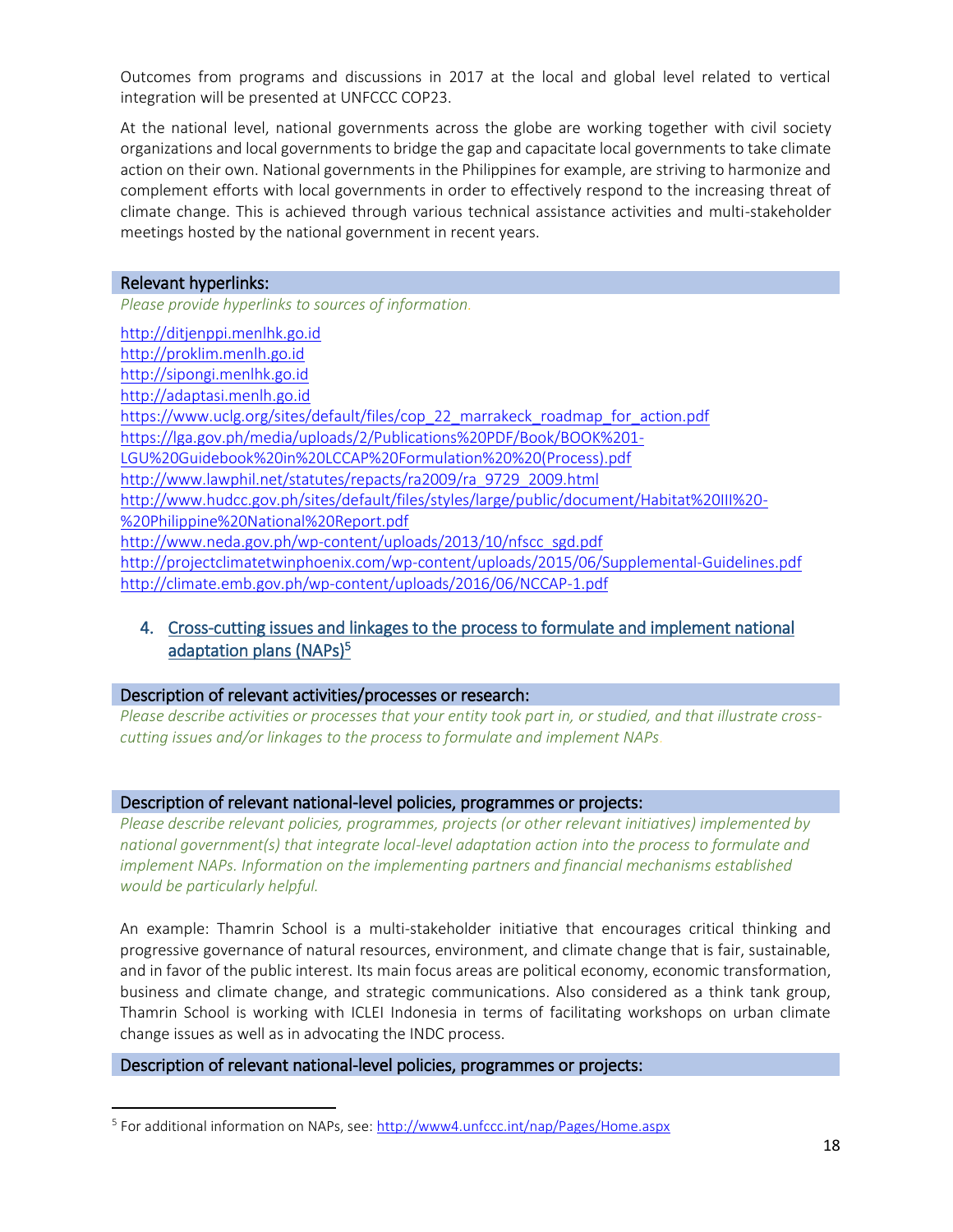Outcomes from programs and discussions in 2017 at the local and global level related to vertical integration will be presented at UNFCCC COP23.

At the national level, national governments across the globe are working together with civil society organizations and local governments to bridge the gap and capacitate local governments to take climate action on their own. National governments in the Philippines for example, are striving to harmonize and complement efforts with local governments in order to effectively respond to the increasing threat of climate change. This is achieved through various technical assistance activities and multi-stakeholder meetings hosted by the national government in recent years.

### Relevant hyperlinks:

*Please provide hyperlinks to sources of information.*

http://ditjenppi.menlhk.go.id
http://proklim.menlh.go.id
http://sipongi.menlhk.go.id
http://adaptasi.menlh.go.id
https://www.uclg.org/sites/default/files/cop_22_marrakeck_roadmap_for_action.pdf
https://lga.gov.ph/media/uploads/2/Publications%20PDF/Book/BOOK%201-LGU%20Guidebook%20in%20LCCAP%20Formulation%20%20(Process).pdf
http://www.lawphil.net/statutes/repacts/ra2009/ra_9729_2009.html
http://www.hudcc.gov.ph/sites/default/files/styles/large/public/document/Habitat%20III%20-%20Philippine%20National%20Report.pdf
http://www.neda.gov.ph/wp-content/uploads/2013/10/nfscc_sgd.pdf
http://projectclimatetwinphoenix.com/wp-content/uploads/2015/06/Supplemental-Guidelines.pdf
http://climate.emb.gov.ph/wp-content/uploads/2016/06/NCCAP-1.pdf

## 4. Cross-cutting issues and linkages to the process to formulate and implement national adaptation plans (NAPs)[5]

### Description of relevant activities/processes or research:

*Please describe activities or processes that your entity took part in, or studied, and that illustrate cross-cutting issues and/or linkages to the process to formulate and implement NAPs.*

### Description of relevant national-level policies, programmes or projects:

*Please describe relevant policies, programmes, projects (or other relevant initiatives) implemented by national government(s) that integrate local-level adaptation action into the process to formulate and implement NAPs. Information on the implementing partners and financial mechanisms established would be particularly helpful.*

An example: Thamrin School is a multi-stakeholder initiative that encourages critical thinking and progressive governance of natural resources, environment, and climate change that is fair, sustainable, and in favor of the public interest. Its main focus areas are political economy, economic transformation, business and climate change, and strategic communications. Also considered as a think tank group, Thamrin School is working with ICLEI Indonesia in terms of facilitating workshops on urban climate change issues as well as in advocating the INDC process.

### Description of relevant national-level policies, programmes or projects:

[5] For additional information on NAPs, see: http://www4.unfccc.int/nap/Pages/Home.aspx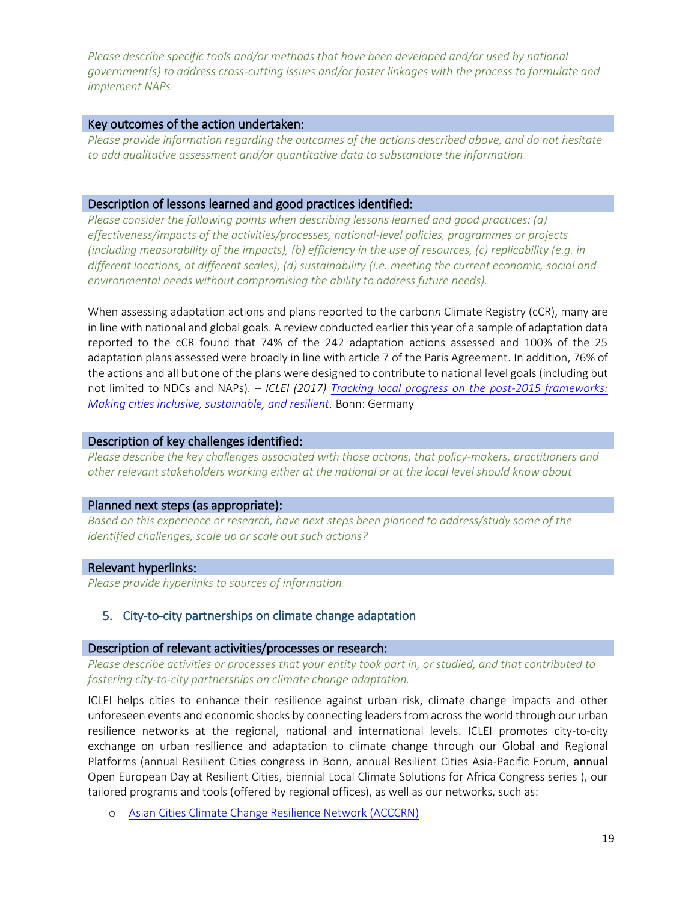*Please describe specific tools and/or methods that have been developed and/or used by national government(s) to address cross-cutting issues and/or foster linkages with the process to formulate and implement NAPs.*

### Key outcomes of the action undertaken:

*Please provide information regarding the outcomes of the actions described above, and do not hesitate to add qualitative assessment and/or quantitative data to substantiate the information.*

### Description of lessons learned and good practices identified:

*Please consider the following points when describing lessons learned and good practices: (a) effectiveness/impacts of the activities/processes, national-level policies, programmes or projects (including measurability of the impacts), (b) efficiency in the use of resources, (c) replicability (e.g. in different locations, at different scales), (d) sustainability (i.e. meeting the current economic, social and environmental needs without compromising the ability to address future needs).*

When assessing adaptation actions and plans reported to the carbon*n* Climate Registry (cCR), many are in line with national and global goals. A review conducted earlier this year of a sample of adaptation data reported to the cCR found that 74% of the 242 adaptation actions assessed and 100% of the 25 adaptation plans assessed were broadly in line with article 7 of the Paris Agreement. In addition, 76% of the actions and all but one of the plans were designed to contribute to national level goals (including but not limited to NDCs and NAPs). – *ICLEI (2017) [Tracking local progress on the post-2015 frameworks: Making cities inclusive, sustainable, and resilient](). Bonn:* Germany

### Description of key challenges identified:

*Please describe the key challenges associated with those actions, that policy-makers, practitioners and other relevant stakeholders working either at the national or at the local level should know about*

### Planned next steps (as appropriate):

*Based on this experience or research, have next steps been planned to address/study some of the identified challenges, scale up or scale out such actions?*

### Relevant hyperlinks:

*Please provide hyperlinks to sources of information.*

## 5. City-to-city partnerships on climate change adaptation

### Description of relevant activities/processes or research:

*Please describe activities or processes that your entity took part in, or studied, and that contributed to fostering city-to-city partnerships on climate change adaptation.*

ICLEI helps cities to enhance their resilience against urban risk, climate change impacts and other unforeseen events and economic shocks by connecting leaders from across the world through our urban resilience networks at the regional, national and international levels. ICLEI promotes city-to-city exchange on urban resilience and adaptation to climate change through our Global and Regional Platforms (annual Resilient Cities congress in Bonn, annual Resilient Cities Asia-Pacific Forum, annual Open European Day at Resilient Cities, biennial Local Climate Solutions for Africa Congress series ), our tailored programs and tools (offered by regional offices), as well as our networks, such as:

- [Asian Cities Climate Change Resilience Network (ACCCRN)]()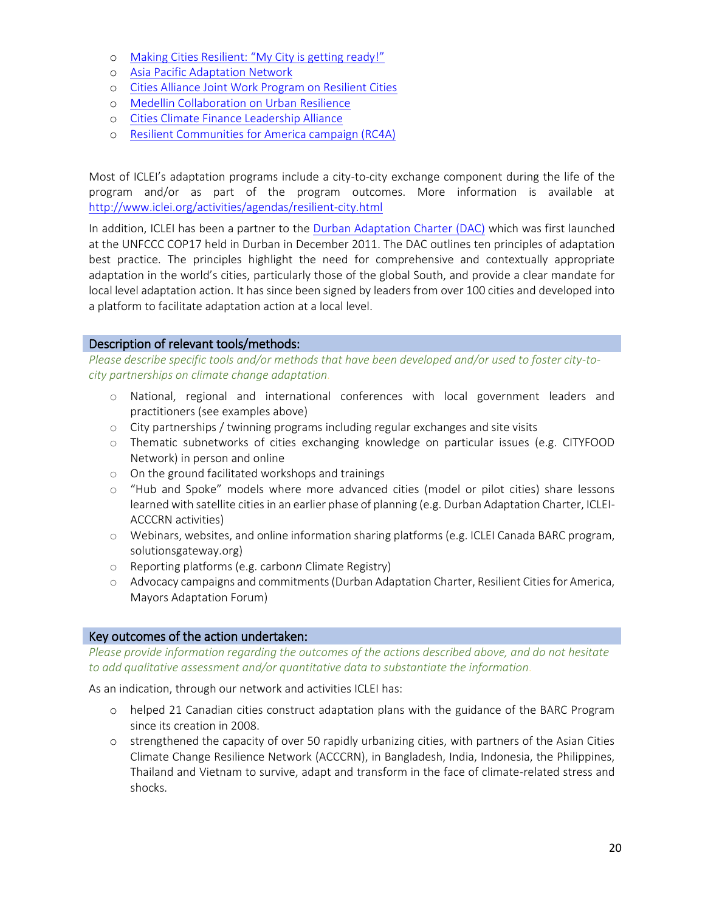- Making Cities Resilient: "My City is getting ready!"
- Asia Pacific Adaptation Network
- Cities Alliance Joint Work Program on Resilient Cities
- Medellin Collaboration on Urban Resilience
- Cities Climate Finance Leadership Alliance
- Resilient Communities for America campaign (RC4A)

Most of ICLEI's adaptation programs include a city-to-city exchange component during the life of the program and/or as part of the program outcomes. More information is available at http://www.iclei.org/activities/agendas/resilient-city.html

In addition, ICLEI has been a partner to the Durban Adaptation Charter (DAC) which was first launched at the UNFCCC COP17 held in Durban in December 2011. The DAC outlines ten principles of adaptation best practice. The principles highlight the need for comprehensive and contextually appropriate adaptation in the world's cities, particularly those of the global South, and provide a clear mandate for local level adaptation action. It has since been signed by leaders from over 100 cities and developed into a platform to facilitate adaptation action at a local level.

## Description of relevant tools/methods:

*Please describe specific tools and/or methods that have been developed and/or used to foster city-to-city partnerships on climate change adaptation.*

- National, regional and international conferences with local government leaders and practitioners (see examples above)
- City partnerships / twinning programs including regular exchanges and site visits
- Thematic subnetworks of cities exchanging knowledge on particular issues (e.g. CITYFOOD Network) in person and online
- On the ground facilitated workshops and trainings
- "Hub and Spoke" models where more advanced cities (model or pilot cities) share lessons learned with satellite cities in an earlier phase of planning (e.g. Durban Adaptation Charter, ICLEI-ACCCRN activities)
- Webinars, websites, and online information sharing platforms (e.g. ICLEI Canada BARC program, solutionsgateway.org)
- Reporting platforms (e.g. carbon*n* Climate Registry)
- Advocacy campaigns and commitments (Durban Adaptation Charter, Resilient Cities for America, Mayors Adaptation Forum)

## Key outcomes of the action undertaken:

*Please provide information regarding the outcomes of the actions described above, and do not hesitate to add qualitative assessment and/or quantitative data to substantiate the information.*

As an indication, through our network and activities ICLEI has:

- helped 21 Canadian cities construct adaptation plans with the guidance of the BARC Program since its creation in 2008.
- strengthened the capacity of over 50 rapidly urbanizing cities, with partners of the Asian Cities Climate Change Resilience Network (ACCCRN), in Bangladesh, India, Indonesia, the Philippines, Thailand and Vietnam to survive, adapt and transform in the face of climate-related stress and shocks.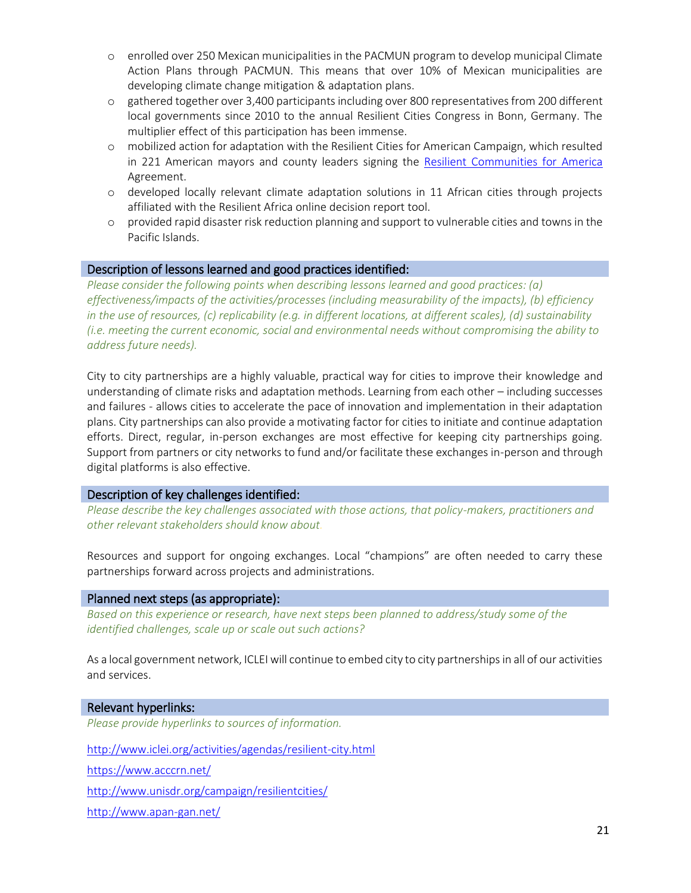- enrolled over 250 Mexican municipalities in the PACMUN program to develop municipal Climate Action Plans through PACMUN. This means that over 10% of Mexican municipalities are developing climate change mitigation & adaptation plans.
- gathered together over 3,400 participants including over 800 representatives from 200 different local governments since 2010 to the annual Resilient Cities Congress in Bonn, Germany. The multiplier effect of this participation has been immense.
- mobilized action for adaptation with the Resilient Cities for American Campaign, which resulted in 221 American mayors and county leaders signing the Resilient Communities for America Agreement.
- developed locally relevant climate adaptation solutions in 11 African cities through projects affiliated with the Resilient Africa online decision report tool.
- provided rapid disaster risk reduction planning and support to vulnerable cities and towns in the Pacific Islands.

## Description of lessons learned and good practices identified:

*Please consider the following points when describing lessons learned and good practices: (a) effectiveness/impacts of the activities/processes (including measurability of the impacts), (b) efficiency in the use of resources, (c) replicability (e.g. in different locations, at different scales), (d) sustainability (i.e. meeting the current economic, social and environmental needs without compromising the ability to address future needs).*

City to city partnerships are a highly valuable, practical way for cities to improve their knowledge and understanding of climate risks and adaptation methods. Learning from each other – including successes and failures - allows cities to accelerate the pace of innovation and implementation in their adaptation plans. City partnerships can also provide a motivating factor for cities to initiate and continue adaptation efforts. Direct, regular, in-person exchanges are most effective for keeping city partnerships going. Support from partners or city networks to fund and/or facilitate these exchanges in-person and through digital platforms is also effective.

## Description of key challenges identified:

*Please describe the key challenges associated with those actions, that policy-makers, practitioners and other relevant stakeholders should know about.*

Resources and support for ongoing exchanges. Local "champions" are often needed to carry these partnerships forward across projects and administrations.

## Planned next steps (as appropriate):

*Based on this experience or research, have next steps been planned to address/study some of the identified challenges, scale up or scale out such actions?*

As a local government network, ICLEI will continue to embed city to city partnerships in all of our activities and services.

## Relevant hyperlinks:

*Please provide hyperlinks to sources of information.*

http://www.iclei.org/activities/agendas/resilient-city.html

https://www.acccrn.net/

http://www.unisdr.org/campaign/resilientcities/

http://www.apan-gan.net/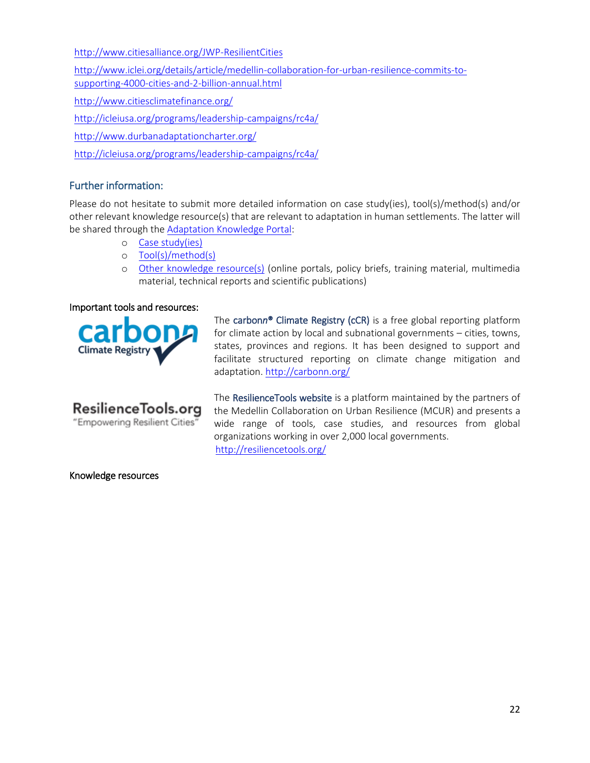http://www.citiesalliance.org/JWP-ResilientCities

http://www.iclei.org/details/article/medellin-collaboration-for-urban-resilience-commits-to-supporting-4000-cities-and-2-billion-annual.html

http://www.citiesclimatefinance.org/

http://icleiusa.org/programs/leadership-campaigns/rc4a/

http://www.durbanadaptationcharter.org/

http://icleiusa.org/programs/leadership-campaigns/rc4a/

## Further information:

Please do not hesitate to submit more detailed information on case study(ies), tool(s)/method(s) and/or other relevant knowledge resource(s) that are relevant to adaptation in human settlements. The latter will be shared through the Adaptation Knowledge Portal:

- Case study(ies)
- Tool(s)/method(s)
- Other knowledge resource(s) (online portals, policy briefs, training material, multimedia material, technical reports and scientific publications)

Important tools and resources:

carbonn Climate Registry

The carbon*n*® Climate Registry (cCR) is a free global reporting platform for climate action by local and subnational governments – cities, towns, states, provinces and regions. It has been designed to support and facilitate structured reporting on climate change mitigation and adaptation. http://carbonn.org/

ResilienceTools.org "Empowering Resilient Cities"

The ResilienceTools website is a platform maintained by the partners of the Medellin Collaboration on Urban Resilience (MCUR) and presents a wide range of tools, case studies, and resources from global organizations working in over 2,000 local governments. http://resiliencetools.org/

Knowledge resources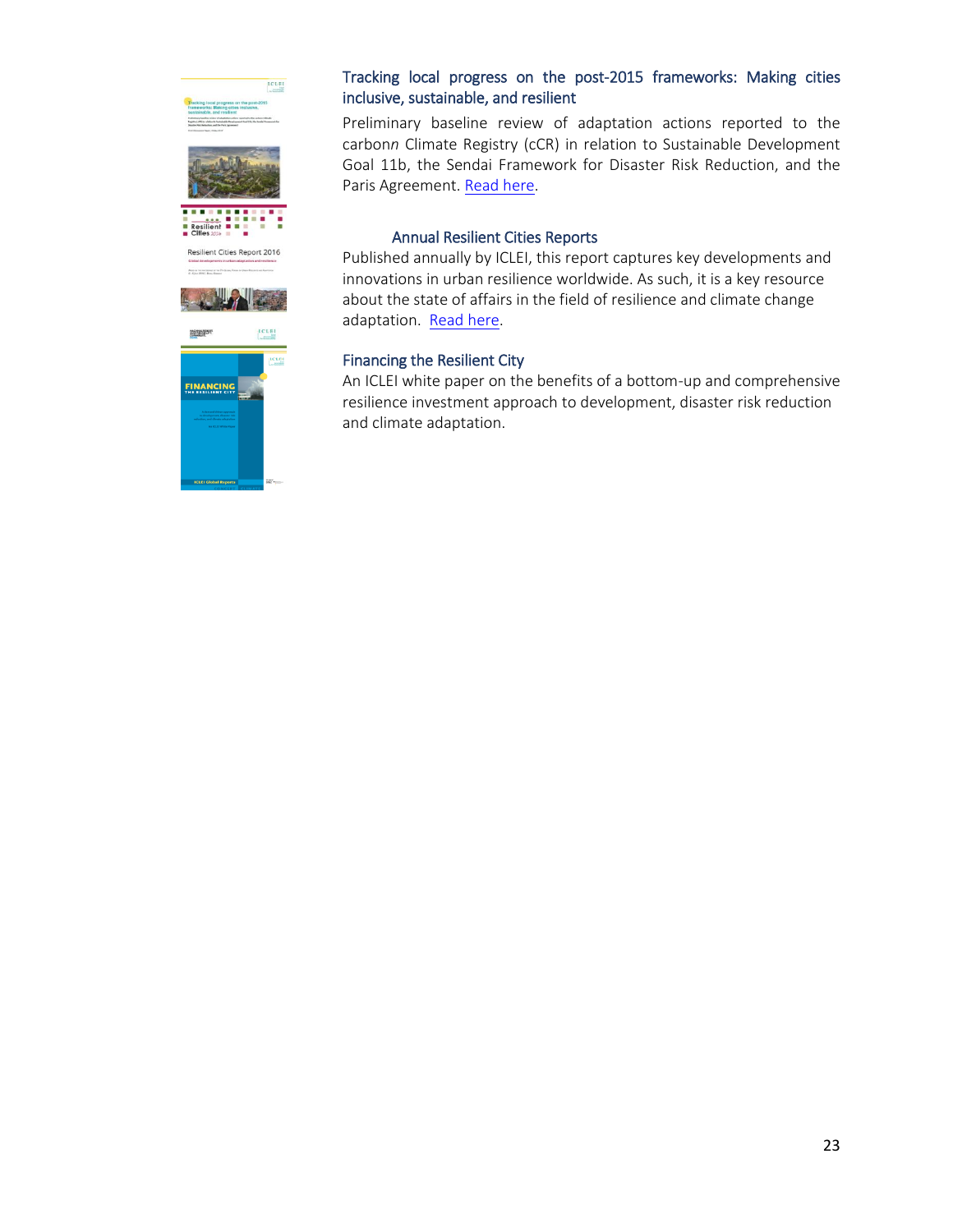### Tracking local progress on the post-2015 frameworks: Making cities inclusive, sustainable, and resilient

Preliminary baseline review of adaptation actions reported to the carbon*n* Climate Registry (cCR) in relation to Sustainable Development Goal 11b, the Sendai Framework for Disaster Risk Reduction, and the Paris Agreement. Read here.

### Annual Resilient Cities Reports

Published annually by ICLEI, this report captures key developments and innovations in urban resilience worldwide. As such, it is a key resource about the state of affairs in the field of resilience and climate change adaptation. Read here.

### Financing the Resilient City

An ICLEI white paper on the benefits of a bottom-up and comprehensive resilience investment approach to development, disaster risk reduction and climate adaptation.